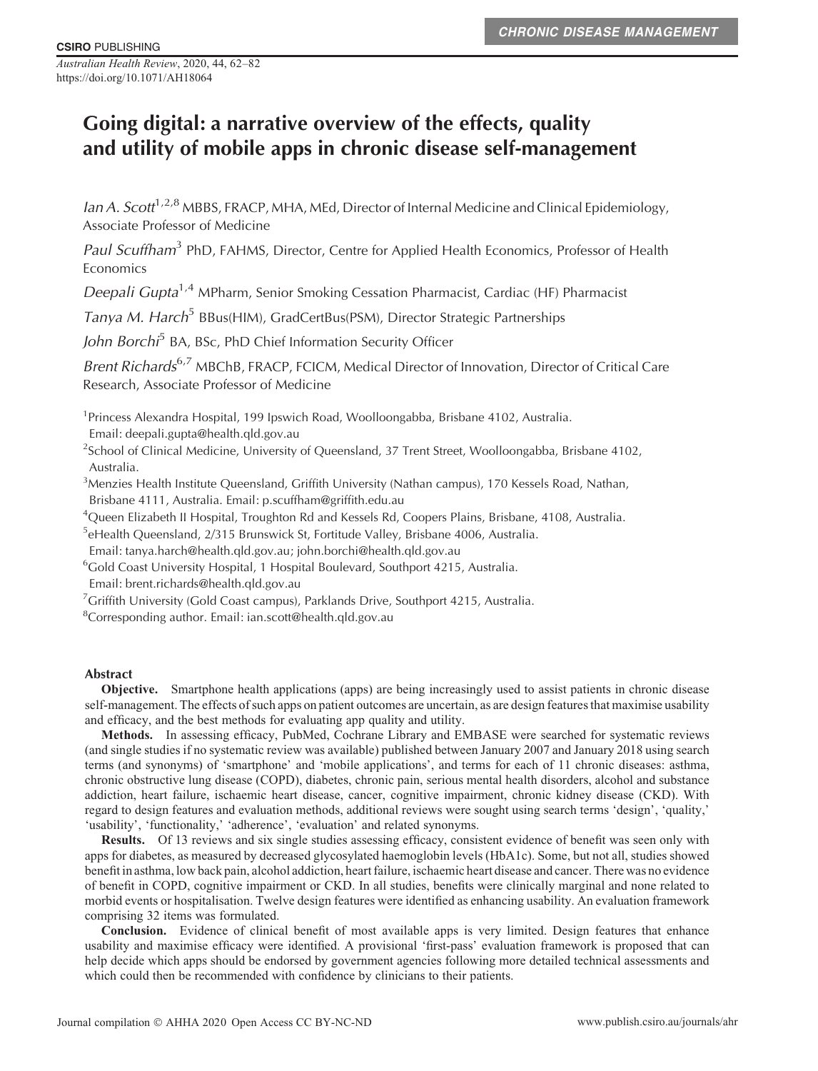CHRONIC DISEASE MANAGEMENT

# Going digital: a narrative overview of the effects, quality and utility of mobile apps in chronic disease self-management

*Ian A. Scott*[1,2,8] MBBS, FRACP, MHA, MEd, Director of Internal Medicine and Clinical Epidemiology, Associate Professor of Medicine

*Paul Scuffham*[3] PhD, FAHMS, Director, Centre for Applied Health Economics, Professor of Health Economics

*Deepali Gupta*[1,4] MPharm, Senior Smoking Cessation Pharmacist, Cardiac (HF) Pharmacist

*Tanya M. Harch*[5] BBus(HIM), GradCertBus(PSM), Director Strategic Partnerships

*John Borchi*[5] BA, BSc, PhD Chief Information Security Officer

*Brent Richards*[6,7] MBChB, FRACP, FCICM, Medical Director of Innovation, Director of Critical Care Research, Associate Professor of Medicine

[1]Princess Alexandra Hospital, 199 Ipswich Road, Woolloongabba, Brisbane 4102, Australia. Email: deepali.gupta@health.qld.gov.au

[2]School of Clinical Medicine, University of Queensland, 37 Trent Street, Woolloongabba, Brisbane 4102, Australia.

[3]Menzies Health Institute Queensland, Griffith University (Nathan campus), 170 Kessels Road, Nathan, Brisbane 4111, Australia. Email: p.scuffham@griffith.edu.au

[4]Queen Elizabeth II Hospital, Troughton Rd and Kessels Rd, Coopers Plains, Brisbane, 4108, Australia.

[5]eHealth Queensland, 2/315 Brunswick St, Fortitude Valley, Brisbane 4006, Australia. Email: tanya.harch@health.qld.gov.au; john.borchi@health.qld.gov.au

[6]Gold Coast University Hospital, 1 Hospital Boulevard, Southport 4215, Australia. Email: brent.richards@health.qld.gov.au

[7]Griffith University (Gold Coast campus), Parklands Drive, Southport 4215, Australia.

[8]Corresponding author. Email: ian.scott@health.qld.gov.au

## Abstract

**Objective.** Smartphone health applications (apps) are being increasingly used to assist patients in chronic disease self-management. The effects of such apps on patient outcomes are uncertain, as are design features that maximise usability and efficacy, and the best methods for evaluating app quality and utility.

**Methods.** In assessing efficacy, PubMed, Cochrane Library and EMBASE were searched for systematic reviews (and single studies if no systematic review was available) published between January 2007 and January 2018 using search terms (and synonyms) of 'smartphone' and 'mobile applications', and terms for each of 11 chronic diseases: asthma, chronic obstructive lung disease (COPD), diabetes, chronic pain, serious mental health disorders, alcohol and substance addiction, heart failure, ischaemic heart disease, cancer, cognitive impairment, chronic kidney disease (CKD). With regard to design features and evaluation methods, additional reviews were sought using search terms 'design', 'quality,' 'usability', 'functionality,' 'adherence', 'evaluation' and related synonyms.

**Results.** Of 13 reviews and six single studies assessing efficacy, consistent evidence of benefit was seen only with apps for diabetes, as measured by decreased glycosylated haemoglobin levels (HbA1c). Some, but not all, studies showed benefit in asthma, low back pain, alcohol addiction, heart failure, ischaemic heart disease and cancer. There was no evidence of benefit in COPD, cognitive impairment or CKD. In all studies, benefits were clinically marginal and none related to morbid events or hospitalisation. Twelve design features were identified as enhancing usability. An evaluation framework comprising 32 items was formulated.

**Conclusion.** Evidence of clinical benefit of most available apps is very limited. Design features that enhance usability and maximise efficacy were identified. A provisional 'first-pass' evaluation framework is proposed that can help decide which apps should be endorsed by government agencies following more detailed technical assessments and which could then be recommended with confidence by clinicians to their patients.

Journal compilation © AHHA 2020 Open Access CC BY-NC-ND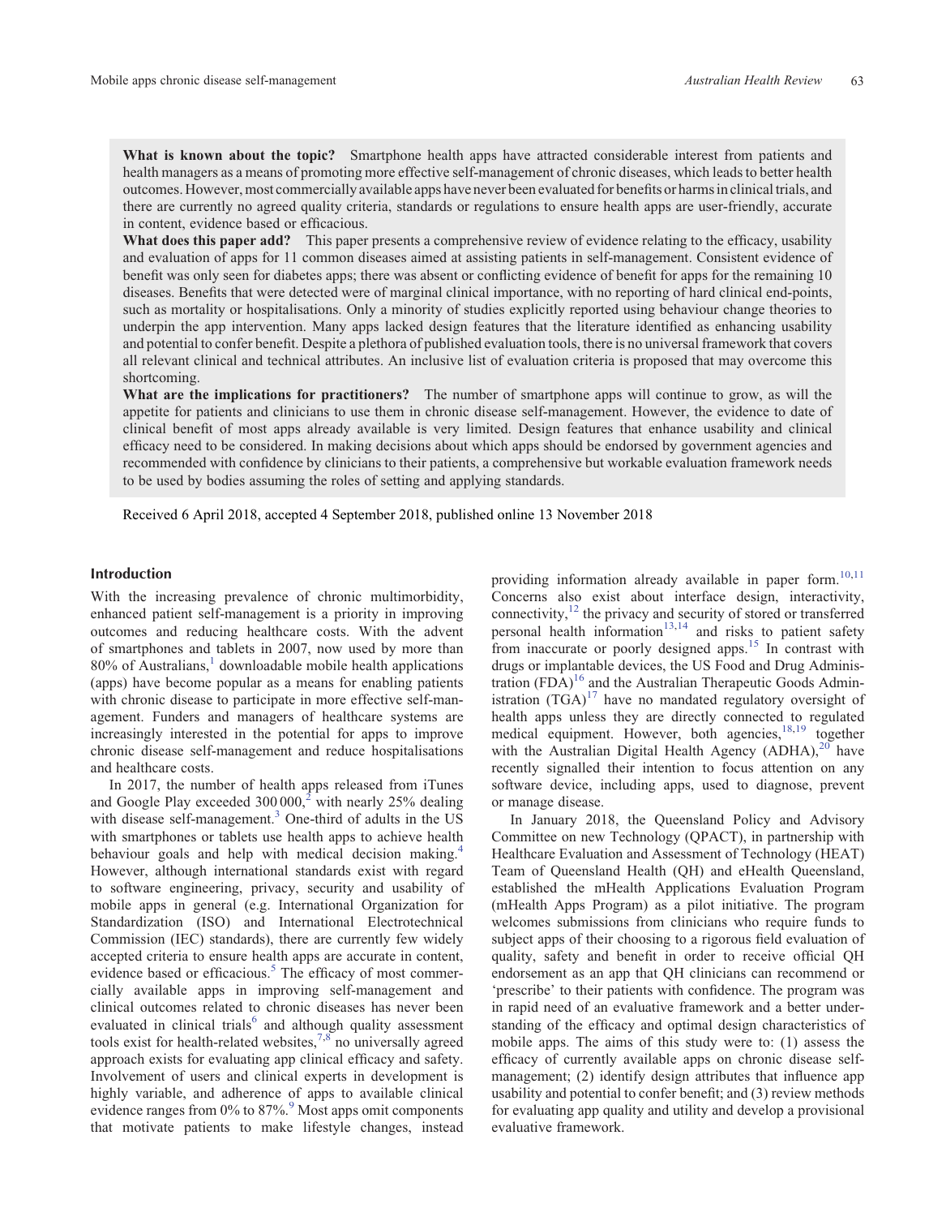**What is known about the topic?** Smartphone health apps have attracted considerable interest from patients and health managers as a means of promoting more effective self-management of chronic diseases, which leads to better health outcomes. However, most commercially available apps have never been evaluated for benefits or harms in clinical trials, and there are currently no agreed quality criteria, standards or regulations to ensure health apps are user-friendly, accurate in content, evidence based or efficacious.

**What does this paper add?** This paper presents a comprehensive review of evidence relating to the efficacy, usability and evaluation of apps for 11 common diseases aimed at assisting patients in self-management. Consistent evidence of benefit was only seen for diabetes apps; there was absent or conflicting evidence of benefit for apps for the remaining 10 diseases. Benefits that were detected were of marginal clinical importance, with no reporting of hard clinical end-points, such as mortality or hospitalisations. Only a minority of studies explicitly reported using behaviour change theories to underpin the app intervention. Many apps lacked design features that the literature identified as enhancing usability and potential to confer benefit. Despite a plethora of published evaluation tools, there is no universal framework that covers all relevant clinical and technical attributes. An inclusive list of evaluation criteria is proposed that may overcome this shortcoming.

**What are the implications for practitioners?** The number of smartphone apps will continue to grow, as will the appetite for patients and clinicians to use them in chronic disease self-management. However, the evidence to date of clinical benefit of most apps already available is very limited. Design features that enhance usability and clinical efficacy need to be considered. In making decisions about which apps should be endorsed by government agencies and recommended with confidence by clinicians to their patients, a comprehensive but workable evaluation framework needs to be used by bodies assuming the roles of setting and applying standards.

Received 6 April 2018, accepted 4 September 2018, published online 13 November 2018

## Introduction

With the increasing prevalence of chronic multimorbidity, enhanced patient self-management is a priority in improving outcomes and reducing healthcare costs. With the advent of smartphones and tablets in 2007, now used by more than 80% of Australians,[1] downloadable mobile health applications (apps) have become popular as a means for enabling patients with chronic disease to participate in more effective self-management. Funders and managers of healthcare systems are increasingly interested in the potential for apps to improve chronic disease self-management and reduce hospitalisations and healthcare costs.

In 2017, the number of health apps released from iTunes and Google Play exceeded 300 000,[2] with nearly 25% dealing with disease self-management.[3] One-third of adults in the US with smartphones or tablets use health apps to achieve health behaviour goals and help with medical decision making.[4] However, although international standards exist with regard to software engineering, privacy, security and usability of mobile apps in general (e.g. International Organization for Standardization (ISO) and International Electrotechnical Commission (IEC) standards), there are currently few widely accepted criteria to ensure health apps are accurate in content, evidence based or efficacious.[5] The efficacy of most commercially available apps in improving self-management and clinical outcomes related to chronic diseases has never been evaluated in clinical trials[6] and although quality assessment tools exist for health-related websites,[7,8] no universally agreed approach exists for evaluating app clinical efficacy and safety. Involvement of users and clinical experts in development is highly variable, and adherence of apps to available clinical evidence ranges from 0% to 87%.[9] Most apps omit components that motivate patients to make lifestyle changes, instead providing information already available in paper form.[10,11] Concerns also exist about interface design, interactivity, connectivity,[12] the privacy and security of stored or transferred personal health information[13,14] and risks to patient safety from inaccurate or poorly designed apps.[15] In contrast with drugs or implantable devices, the US Food and Drug Administration (FDA)[16] and the Australian Therapeutic Goods Administration (TGA)[17] have no mandated regulatory oversight of health apps unless they are directly connected to regulated medical equipment. However, both agencies,[18,19] together with the Australian Digital Health Agency (ADHA),[20] have recently signalled their intention to focus attention on any software device, including apps, used to diagnose, prevent or manage disease.

In January 2018, the Queensland Policy and Advisory Committee on new Technology (QPACT), in partnership with Healthcare Evaluation and Assessment of Technology (HEAT) Team of Queensland Health (QH) and eHealth Queensland, established the mHealth Applications Evaluation Program (mHealth Apps Program) as a pilot initiative. The program welcomes submissions from clinicians who require funds to subject apps of their choosing to a rigorous field evaluation of quality, safety and benefit in order to receive official QH endorsement as an app that QH clinicians can recommend or 'prescribe' to their patients with confidence. The program was in rapid need of an evaluative framework and a better understanding of the efficacy and optimal design characteristics of mobile apps. The aims of this study were to: (1) assess the efficacy of currently available apps on chronic disease self-management; (2) identify design attributes that influence app usability and potential to confer benefit; and (3) review methods for evaluating app quality and utility and develop a provisional evaluative framework.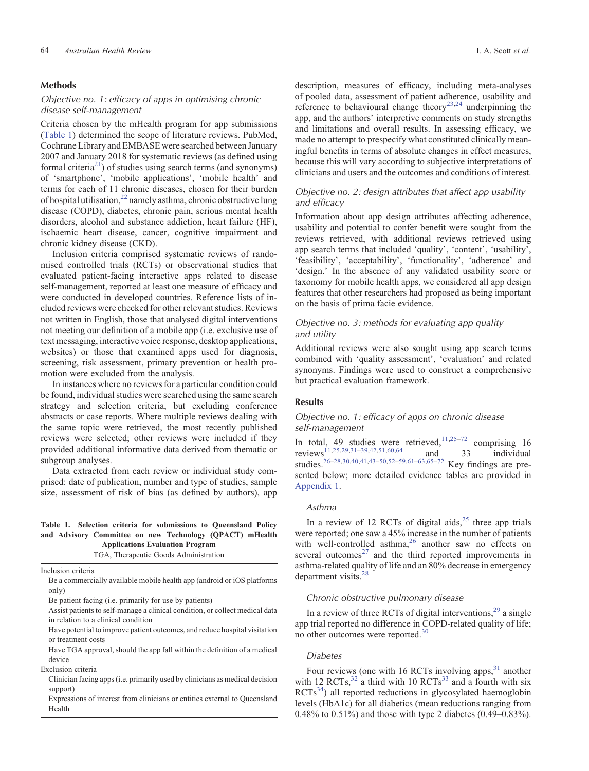## Methods

### Objective no. 1: efficacy of apps in optimising chronic disease self-management

Criteria chosen by the mHealth program for app submissions (Table 1) determined the scope of literature reviews. PubMed, Cochrane Library and EMBASE were searched between January 2007 and January 2018 for systematic reviews (as defined using formal criteria[21]) of studies using search terms (and synonyms) of 'smartphone', 'mobile applications', 'mobile health' and terms for each of 11 chronic diseases, chosen for their burden of hospital utilisation,[22] namely asthma, chronic obstructive lung disease (COPD), diabetes, chronic pain, serious mental health disorders, alcohol and substance addiction, heart failure (HF), ischaemic heart disease, cancer, cognitive impairment and chronic kidney disease (CKD).

Inclusion criteria comprised systematic reviews of randomised controlled trials (RCTs) or observational studies that evaluated patient-facing interactive apps related to disease self-management, reported at least one measure of efficacy and were conducted in developed countries. Reference lists of included reviews were checked for other relevant studies. Reviews not written in English, those that analysed digital interventions not meeting our definition of a mobile app (i.e. exclusive use of text messaging, interactive voice response, desktop applications, websites) or those that examined apps used for diagnosis, screening, risk assessment, primary prevention or health promotion were excluded from the analysis.

In instances where no reviews for a particular condition could be found, individual studies were searched using the same search strategy and selection criteria, but excluding conference abstracts or case reports. Where multiple reviews dealing with the same topic were retrieved, the most recently published reviews were selected; other reviews were included if they provided additional informative data derived from thematic or subgroup analyses.

Data extracted from each review or individual study comprised: date of publication, number and type of studies, sample size, assessment of risk of bias (as defined by authors), app description, measures of efficacy, including meta-analyses of pooled data, assessment of patient adherence, usability and reference to behavioural change theory[23,24] underpinning the app, and the authors' interpretive comments on study strengths and limitations and overall results. In assessing efficacy, we made no attempt to prespecify what constituted clinically meaningful benefits in terms of absolute changes in effect measures, because this will vary according to subjective interpretations of clinicians and users and the outcomes and conditions of interest.

**Table 1. Selection criteria for submissions to Queensland Policy and Advisory Committee on new Technology (QPACT) mHealth Applications Evaluation Program**

TGA, Therapeutic Goods Administration

| |
|---|
| Inclusion criteria |
| Be a commercially available mobile health app (android or iOS platforms only) |
| Be patient facing (i.e. primarily for use by patients) |
| Assist patients to self-manage a clinical condition, or collect medical data in relation to a clinical condition |
| Have potential to improve patient outcomes, and reduce hospital visitation or treatment costs |
| Have TGA approval, should the app fall within the definition of a medical device |
| Exclusion criteria |
| Clinician facing apps (i.e. primarily used by clinicians as medical decision support) |
| Expressions of interest from clinicians or entities external to Queensland Health |

### Objective no. 2: design attributes that affect app usability and efficacy

Information about app design attributes affecting adherence, usability and potential to confer benefit were sought from the reviews retrieved, with additional reviews retrieved using app search terms that included 'quality', 'content', 'usability', 'feasibility', 'acceptability', 'functionality', 'adherence' and 'design.' In the absence of any validated usability score or taxonomy for mobile health apps, we considered all app design features that other researchers had proposed as being important on the basis of prima facie evidence.

### Objective no. 3: methods for evaluating app quality and utility

Additional reviews were also sought using app search terms combined with 'quality assessment', 'evaluation' and related synonyms. Findings were used to construct a comprehensive but practical evaluation framework.

## Results

### Objective no. 1: efficacy of apps on chronic disease self-management

In total, 49 studies were retrieved,[11,25–72] comprising 16 reviews[11,25,29,31–39,42,51,60,64] and 33 individual studies.[26–28,30,40,41,43–50,52–59,61–63,65–72] Key findings are presented below; more detailed evidence tables are provided in Appendix 1.

#### Asthma

In a review of 12 RCTs of digital aids,[25] three app trials were reported; one saw a 45% increase in the number of patients with well-controlled asthma,[26] another saw no effects on several outcomes[27] and the third reported improvements in asthma-related quality of life and an 80% decrease in emergency department visits.[28]

#### Chronic obstructive pulmonary disease

In a review of three RCTs of digital interventions,[29] a single app trial reported no difference in COPD-related quality of life; no other outcomes were reported.[30]

#### Diabetes

Four reviews (one with 16 RCTs involving apps,[31] another with 12 RCTs,[32] a third with 10 RCTs[33] and a fourth with six RCTs[34]) all reported reductions in glycosylated haemoglobin levels (HbA1c) for all diabetics (mean reductions ranging from 0.48% to 0.51%) and those with type 2 diabetes (0.49–0.83%).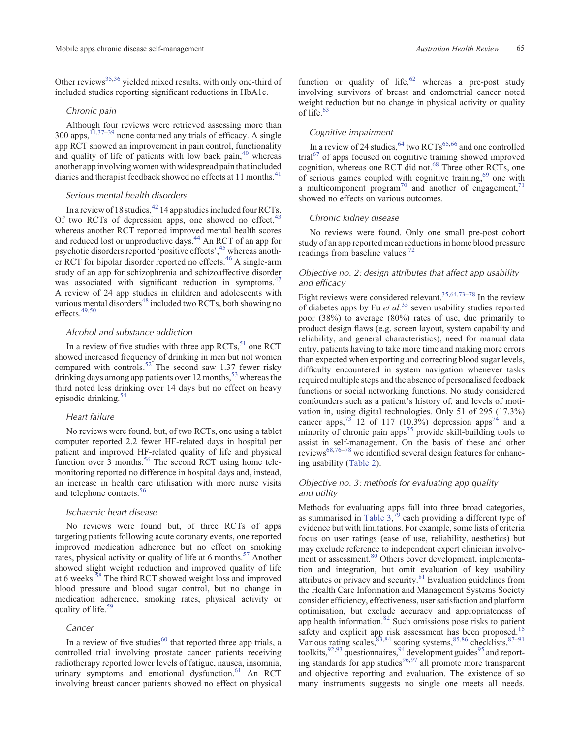Other reviews[35,36] yielded mixed results, with only one-third of included studies reporting significant reductions in HbA1c.

### Chronic pain

Although four reviews were retrieved assessing more than 300 apps,[11,37–39] none contained any trials of efficacy. A single app RCT showed an improvement in pain control, functionality and quality of life of patients with low back pain,[40] whereas another app involving women with widespread pain that included diaries and therapist feedback showed no effects at 11 months.[41]

### Serious mental health disorders

In a review of 18 studies,[42] 14 app studies included four RCTs. Of two RCTs of depression apps, one showed no effect,[43] whereas another RCT reported improved mental health scores and reduced lost or unproductive days.[44] An RCT of an app for psychotic disorders reported 'positive effects',[45] whereas another RCT for bipolar disorder reported no effects.[46] A single-arm study of an app for schizophrenia and schizoaffective disorder was associated with significant reduction in symptoms.[47] A review of 24 app studies in children and adolescents with various mental disorders[48] included two RCTs, both showing no effects.[49,50]

### Alcohol and substance addiction

In a review of five studies with three app RCTs,[51] one RCT showed increased frequency of drinking in men but not women compared with controls.[52] The second saw 1.37 fewer risky drinking days among app patients over 12 months,[53] whereas the third noted less drinking over 14 days but no effect on heavy episodic drinking.[54]

### Heart failure

No reviews were found, but, of two RCTs, one using a tablet computer reported 2.2 fewer HF-related days in hospital per patient and improved HF-related quality of life and physical function over 3 months.[56] The second RCT using home telemonitoring reported no difference in hospital days and, instead, an increase in health care utilisation with more nurse visits and telephone contacts.[56]

### Ischaemic heart disease

No reviews were found but, of three RCTs of apps targeting patients following acute coronary events, one reported improved medication adherence but no effect on smoking rates, physical activity or quality of life at 6 months.[57] Another showed slight weight reduction and improved quality of life at 6 weeks.[58] The third RCT showed weight loss and improved blood pressure and blood sugar control, but no change in medication adherence, smoking rates, physical activity or quality of life.[59]

### Cancer

In a review of five studies[60] that reported three app trials, a controlled trial involving prostate cancer patients receiving radiotherapy reported lower levels of fatigue, nausea, insomnia, urinary symptoms and emotional dysfunction.[61] An RCT involving breast cancer patients showed no effect on physical function or quality of life,[62] whereas a pre-post study involving survivors of breast and endometrial cancer noted weight reduction but no change in physical activity or quality of life.[63]

### Cognitive impairment

In a review of 24 studies,[64] two RCTs[65,66] and one controlled trial[67] of apps focused on cognitive training showed improved cognition, whereas one RCT did not.[68] Three other RCTs, one of serious games coupled with cognitive training,[69] one with a multicomponent program[70] and another of engagement,[71] showed no effects on various outcomes.

### Chronic kidney disease

No reviews were found. Only one small pre-post cohort study of an app reported mean reductions in home blood pressure readings from baseline values.[72]

## Objective no. 2: design attributes that affect app usability and efficacy

Eight reviews were considered relevant.[35,64,73–78] In the review of diabetes apps by Fu *et al.*[35] seven usability studies reported poor (38%) to average (80%) rates of use, due primarily to product design flaws (e.g. screen layout, system capability and reliability, and general characteristics), need for manual data entry, patients having to take more time and making more errors than expected when exporting and correcting blood sugar levels, difficulty encountered in system navigation whenever tasks required multiple steps and the absence of personalised feedback functions or social networking functions. No study considered confounders such as a patient's history of, and levels of motivation in, using digital technologies. Only 51 of 295 (17.3%) cancer apps,[73] 12 of 117 (10.3%) depression apps[74] and a minority of chronic pain apps[75] provide skill-building tools to assist in self-management. On the basis of these and other reviews[68,76–78] we identified several design features for enhancing usability (Table 2).

## Objective no. 3: methods for evaluating app quality and utility

Methods for evaluating apps fall into three broad categories, as summarised in Table 3,[79] each providing a different type of evidence but with limitations. For example, some lists of criteria focus on user ratings (ease of use, reliability, aesthetics) but may exclude reference to independent expert clinician involvement or assessment.[80] Others cover development, implementation and integration, but omit evaluation of key usability attributes or privacy and security.[81] Evaluation guidelines from the Health Care Information and Management Systems Society consider efficiency, effectiveness, user satisfaction and platform optimisation, but exclude accuracy and appropriateness of app health information.[82] Such omissions pose risks to patient safety and explicit app risk assessment has been proposed.[15] Various rating scales,[83,84] scoring systems,[85,86] checklists,[87–91] toolkits,[92,93] questionnaires,[94] development guides[95] and reporting standards for app studies[96,97] all promote more transparent and objective reporting and evaluation. The existence of so many instruments suggests no single one meets all needs.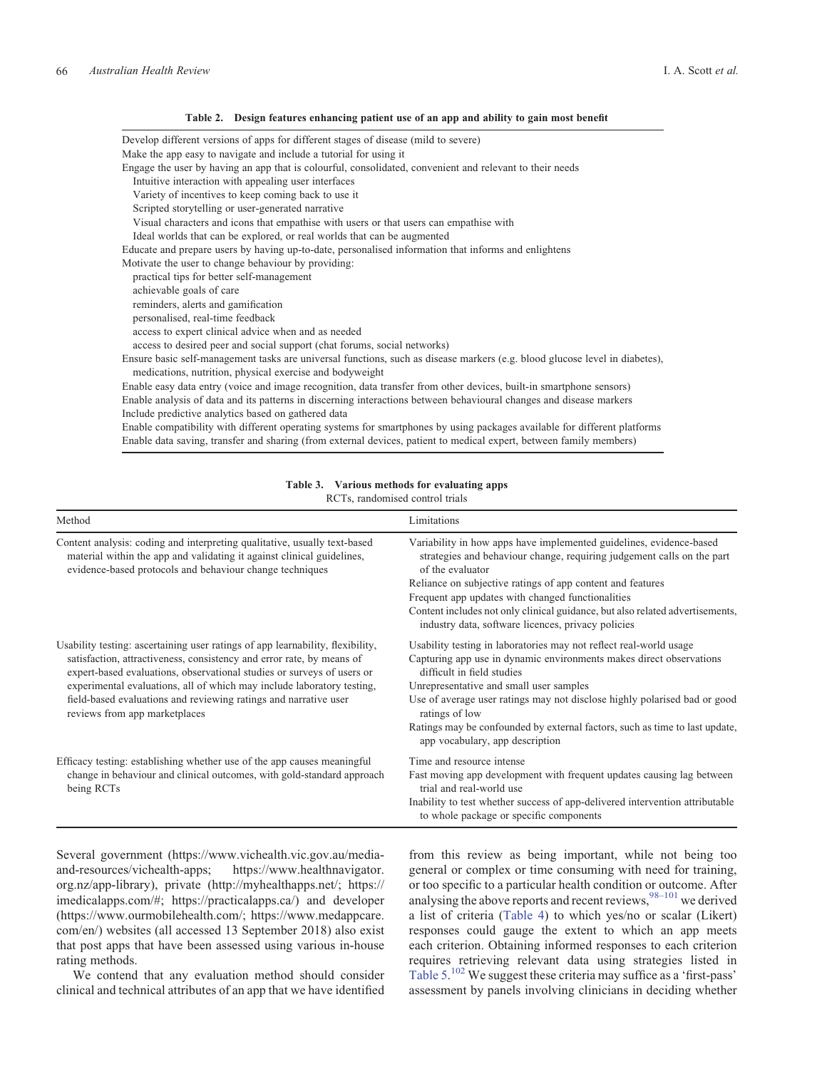**Table 2. Design features enhancing patient use of an app and ability to gain most benefit**

| |
|---|
| Develop different versions of apps for different stages of disease (mild to severe) |
| Make the app easy to navigate and include a tutorial for using it |
| Engage the user by having an app that is colourful, consolidated, convenient and relevant to their needs |
| Intuitive interaction with appealing user interfaces |
| Variety of incentives to keep coming back to use it |
| Scripted storytelling or user-generated narrative |
| Visual characters and icons that empathise with users or that users can empathise with |
| Ideal worlds that can be explored, or real worlds that can be augmented |
| Educate and prepare users by having up-to-date, personalised information that informs and enlightens |
| Motivate the user to change behaviour by providing: |
| practical tips for better self-management |
| achievable goals of care |
| reminders, alerts and gamification |
| personalised, real-time feedback |
| access to expert clinical advice when and as needed |
| access to desired peer and social support (chat forums, social networks) |
| Ensure basic self-management tasks are universal functions, such as disease markers (e.g. blood glucose level in diabetes), medications, nutrition, physical exercise and bodyweight |
| Enable easy data entry (voice and image recognition, data transfer from other devices, built-in smartphone sensors) |
| Enable analysis of data and its patterns in discerning interactions between behavioural changes and disease markers |
| Include predictive analytics based on gathered data |
| Enable compatibility with different operating systems for smartphones by using packages available for different platforms |
| Enable data saving, transfer and sharing (from external devices, patient to medical expert, between family members) |

**Table 3. Various methods for evaluating apps**

RCTs, randomised control trials

| Method | Limitations |
|---|---|
| Content analysis: coding and interpreting qualitative, usually text-based material within the app and validating it against clinical guidelines, evidence-based protocols and behaviour change techniques | Variability in how apps have implemented guidelines, evidence-based strategies and behaviour change, requiring judgement calls on the part of the evaluator<br>Reliance on subjective ratings of app content and features<br>Frequent app updates with changed functionalities<br>Content includes not only clinical guidance, but also related advertisements, industry data, software licences, privacy policies |
| Usability testing: ascertaining user ratings of app learnability, flexibility, satisfaction, attractiveness, consistency and error rate, by means of expert-based evaluations, observational studies or surveys of users or experimental evaluations, all of which may include laboratory testing, field-based evaluations and reviewing ratings and narrative user reviews from app marketplaces | Usability testing in laboratories may not reflect real-world usage<br>Capturing app use in dynamic environments makes direct observations difficult in field studies<br>Unrepresentative and small user samples<br>Use of average user ratings may not disclose highly polarised bad or good ratings of low<br>Ratings may be confounded by external factors, such as time to last update, app vocabulary, app description |
| Efficacy testing: establishing whether use of the app causes meaningful change in behaviour and clinical outcomes, with gold-standard approach being RCTs | Time and resource intense<br>Fast moving app development with frequent updates causing lag between trial and real-world use<br>Inability to test whether success of app-delivered intervention attributable to whole package or specific components |

Several government (https://www.vichealth.vic.gov.au/media-and-resources/vichealth-apps; https://www.healthnavigator.org.nz/app-library), private (http://myhealthapps.net/; https://imedicalapps.com/#; https://practicalapps.ca/) and developer (https://www.ourmobilehealth.com/; https://www.medappcare.com/en/) websites (all accessed 13 September 2018) also exist that post apps that have been assessed using various in-house rating methods.

We contend that any evaluation method should consider clinical and technical attributes of an app that we have identified from this review as being important, while not being too general or complex or time consuming with need for training, or too specific to a particular health condition or outcome. After analysing the above reports and recent reviews,[98–101] we derived a list of criteria (Table 4) to which yes/no or scalar (Likert) responses could gauge the extent to which an app meets each criterion. Obtaining informed responses to each criterion requires retrieving relevant data using strategies listed in Table 5.[102] We suggest these criteria may suffice as a 'first-pass' assessment by panels involving clinicians in deciding whether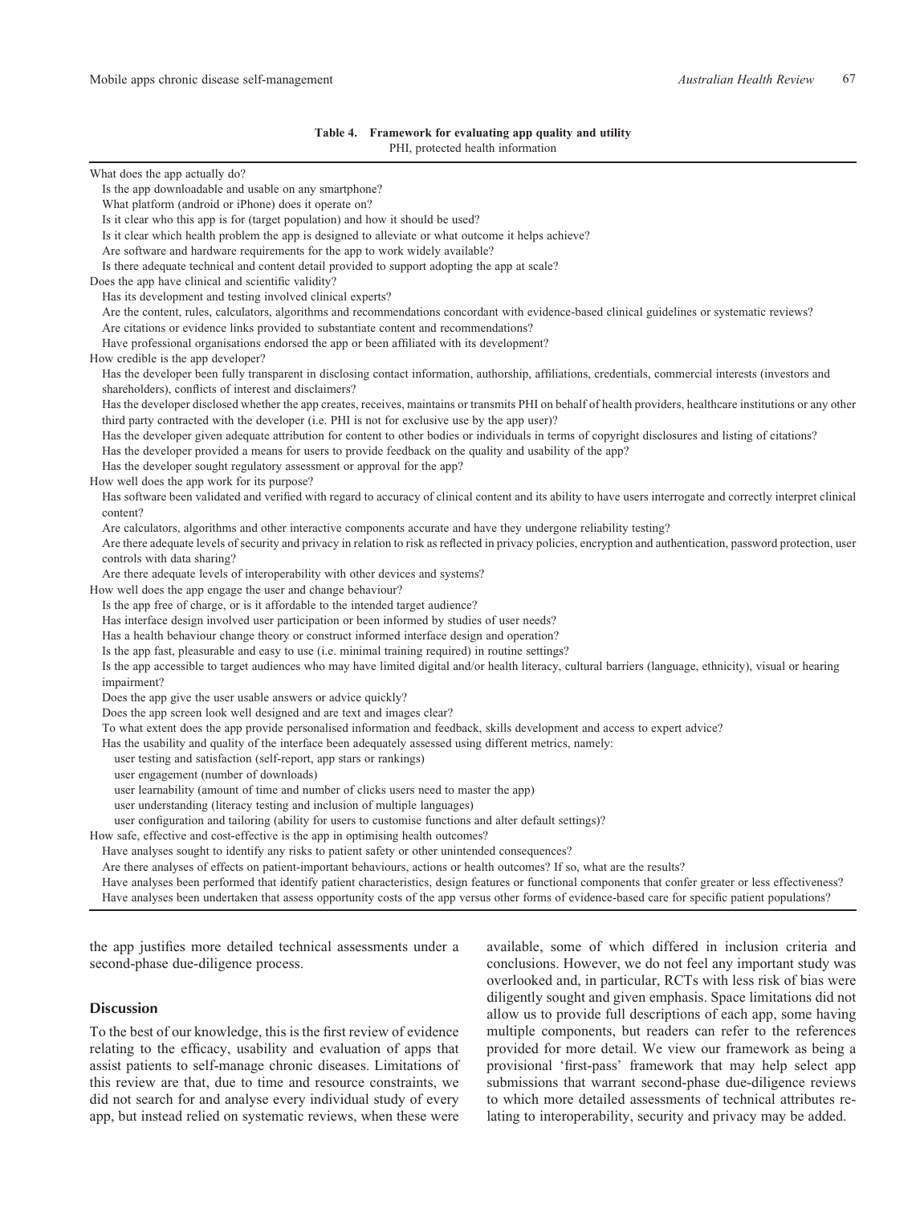**Table 4. Framework for evaluating app quality and utility**
PHI, protected health information

| |
|---|
| What does the app actually do? |
| Is the app downloadable and usable on any smartphone? |
| What platform (android or iPhone) does it operate on? |
| Is it clear who this app is for (target population) and how it should be used? |
| Is it clear which health problem the app is designed to alleviate or what outcome it helps achieve? |
| Are software and hardware requirements for the app to work widely available? |
| Is there adequate technical and content detail provided to support adopting the app at scale? |
| Does the app have clinical and scientific validity? |
| Has its development and testing involved clinical experts? |
| Are the content, rules, calculators, algorithms and recommendations concordant with evidence-based clinical guidelines or systematic reviews? |
| Are citations or evidence links provided to substantiate content and recommendations? |
| Have professional organisations endorsed the app or been affiliated with its development? |
| How credible is the app developer? |
| Has the developer been fully transparent in disclosing contact information, authorship, affiliations, credentials, commercial interests (investors and shareholders), conflicts of interest and disclaimers? |
| Has the developer disclosed whether the app creates, receives, maintains or transmits PHI on behalf of health providers, healthcare institutions or any other third party contracted with the developer (i.e. PHI is not for exclusive use by the app user)? |
| Has the developer given adequate attribution for content to other bodies or individuals in terms of copyright disclosures and listing of citations? |
| Has the developer provided a means for users to provide feedback on the quality and usability of the app? |
| Has the developer sought regulatory assessment or approval for the app? |
| How well does the app work for its purpose? |
| Has software been validated and verified with regard to accuracy of clinical content and its ability to have users interrogate and correctly interpret clinical content? |
| Are calculators, algorithms and other interactive components accurate and have they undergone reliability testing? |
| Are there adequate levels of security and privacy in relation to risk as reflected in privacy policies, encryption and authentication, password protection, user controls with data sharing? |
| Are there adequate levels of interoperability with other devices and systems? |
| How well does the app engage the user and change behaviour? |
| Is the app free of charge, or is it affordable to the intended target audience? |
| Has interface design involved user participation or been informed by studies of user needs? |
| Has a health behaviour change theory or construct informed interface design and operation? |
| Is the app fast, pleasurable and easy to use (i.e. minimal training required) in routine settings? |
| Is the app accessible to target audiences who may have limited digital and/or health literacy, cultural barriers (language, ethnicity), visual or hearing impairment? |
| Does the app give the user usable answers or advice quickly? |
| Does the app screen look well designed and are text and images clear? |
| To what extent does the app provide personalised information and feedback, skills development and access to expert advice? |
| Has the usability and quality of the interface been adequately assessed using different metrics, namely: |
| user testing and satisfaction (self-report, app stars or rankings) |
| user engagement (number of downloads) |
| user learnability (amount of time and number of clicks users need to master the app) |
| user understanding (literacy testing and inclusion of multiple languages) |
| user configuration and tailoring (ability for users to customise functions and alter default settings)? |
| How safe, effective and cost-effective is the app in optimising health outcomes? |
| Have analyses sought to identify any risks to patient safety or other unintended consequences? |
| Are there analyses of effects on patient-important behaviours, actions or health outcomes? If so, what are the results? |
| Have analyses been performed that identify patient characteristics, design features or functional components that confer greater or less effectiveness? |
| Have analyses been undertaken that assess opportunity costs of the app versus other forms of evidence-based care for specific patient populations? |

the app justifies more detailed technical assessments under a second-phase due-diligence process.

## Discussion

To the best of our knowledge, this is the first review of evidence relating to the efficacy, usability and evaluation of apps that assist patients to self-manage chronic diseases. Limitations of this review are that, due to time and resource constraints, we did not search for and analyse every individual study of every app, but instead relied on systematic reviews, when these were available, some of which differed in inclusion criteria and conclusions. However, we do not feel any important study was overlooked and, in particular, RCTs with less risk of bias were diligently sought and given emphasis. Space limitations did not allow us to provide full descriptions of each app, some having multiple components, but readers can refer to the references provided for more detail. We view our framework as being a provisional 'first-pass' framework that may help select app submissions that warrant second-phase due-diligence reviews to which more detailed assessments of technical attributes relating to interoperability, security and privacy may be added.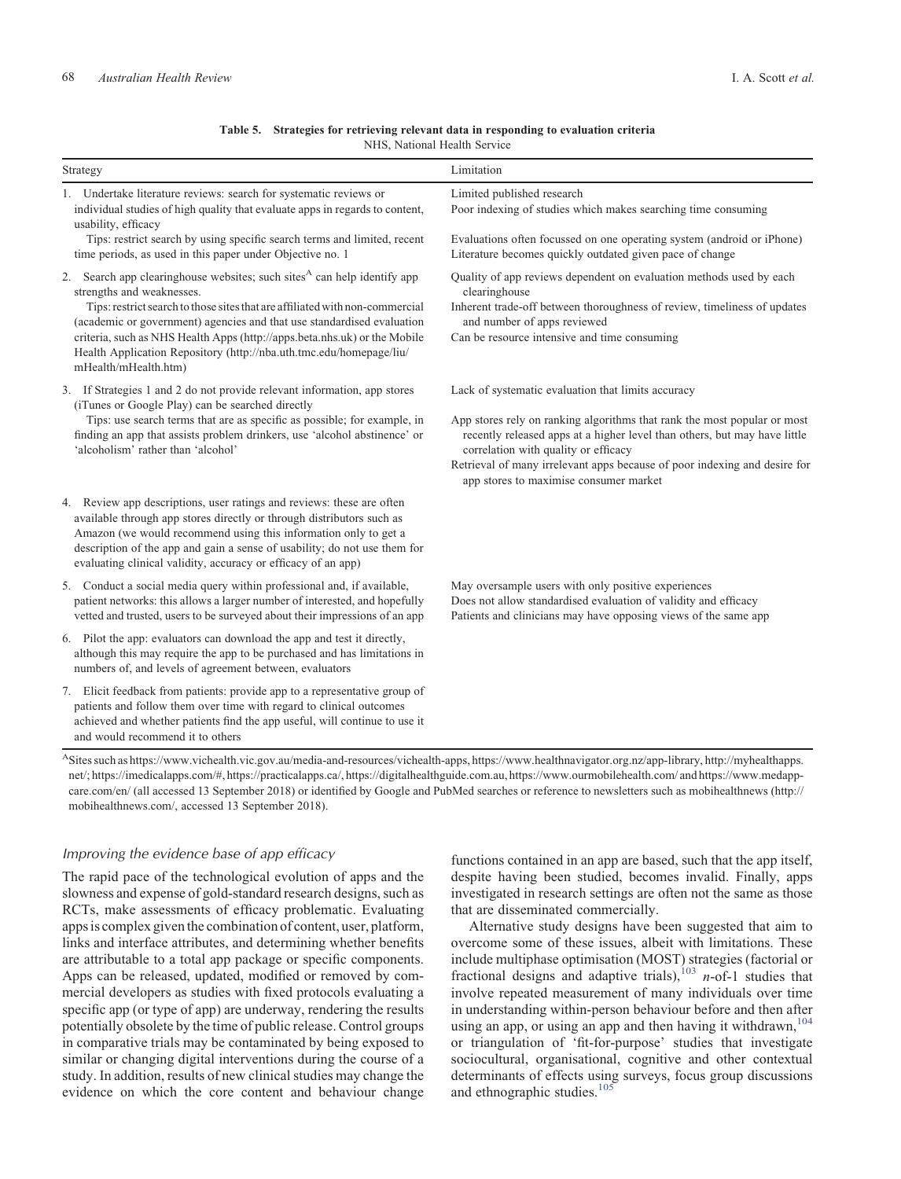**Table 5. Strategies for retrieving relevant data in responding to evaluation criteria**
NHS, National Health Service

| Strategy | Limitation |
|---|---|
| 1. Undertake literature reviews: search for systematic reviews or individual studies of high quality that evaluate apps in regards to content, usability, efficacy<br>Tips: restrict search by using specific search terms and limited, recent time periods, as used in this paper under Objective no. 1 | Limited published research<br>Poor indexing of studies which makes searching time consuming<br>Evaluations often focussed on one operating system (android or iPhone)<br>Literature becomes quickly outdated given pace of change |
| 2. Search app clearinghouse websites; such sites[A] can help identify app strengths and weaknesses.<br>Tips: restrict search to those sites that are affiliated with non-commercial (academic or government) agencies and that use standardised evaluation criteria, such as NHS Health Apps (http://apps.beta.nhs.uk) or the Mobile Health Application Repository (http://nba.uth.tmc.edu/homepage/liu/mHealth/mHealth.htm) | Quality of app reviews dependent on evaluation methods used by each clearinghouse<br>Inherent trade-off between thoroughness of review, timeliness of updates and number of apps reviewed<br>Can be resource intensive and time consuming |
| 3. If Strategies 1 and 2 do not provide relevant information, app stores (iTunes or Google Play) can be searched directly<br>Tips: use search terms that are as specific as possible; for example, in finding an app that assists problem drinkers, use 'alcohol abstinence' or 'alcoholism' rather than 'alcohol' | Lack of systematic evaluation that limits accuracy<br>App stores rely on ranking algorithms that rank the most popular or most recently released apps at a higher level than others, but may have little correlation with quality or efficacy<br>Retrieval of many irrelevant apps because of poor indexing and desire for app stores to maximise consumer market |
| 4. Review app descriptions, user ratings and reviews: these are often available through app stores directly or through distributors such as Amazon (we would recommend using this information only to get a description of the app and gain a sense of usability; do not use them for evaluating clinical validity, accuracy or efficacy of an app) | |
| 5. Conduct a social media query within professional and, if available, patient networks: this allows a larger number of interested, and hopefully vetted and trusted, users to be surveyed about their impressions of an app | May oversample users with only positive experiences<br>Does not allow standardised evaluation of validity and efficacy<br>Patients and clinicians may have opposing views of the same app |
| 6. Pilot the app: evaluators can download the app and test it directly, although this may require the app to be purchased and has limitations in numbers of, and levels of agreement between, evaluators | |
| 7. Elicit feedback from patients: provide app to a representative group of patients and follow them over time with regard to clinical outcomes achieved and whether patients find the app useful, will continue to use it and would recommend it to others | |

[A]Sites such as https://www.vichealth.vic.gov.au/media-and-resources/vichealth-apps, https://www.healthnavigator.org.nz/app-library, http://myhealthapps.net/; https://imedicalapps.com/#, https://practicalapps.ca/, https://digitalhealthguide.com.au, https://www.ourmobilehealth.com/ and https://www.medapp-care.com/en/ (all accessed 13 September 2018) or identified by Google and PubMed searches or reference to newsletters such as mobihealthnews (http://mobihealthnews.com/, accessed 13 September 2018).

### *Improving the evidence base of app efficacy*

The rapid pace of the technological evolution of apps and the slowness and expense of gold-standard research designs, such as RCTs, make assessments of efficacy problematic. Evaluating apps is complex given the combination of content, user, platform, links and interface attributes, and determining whether benefits are attributable to a total app package or specific components. Apps can be released, updated, modified or removed by commercial developers as studies with fixed protocols evaluating a specific app (or type of app) are underway, rendering the results potentially obsolete by the time of public release. Control groups in comparative trials may be contaminated by being exposed to similar or changing digital interventions during the course of a study. In addition, results of new clinical studies may change the evidence on which the core content and behaviour change functions contained in an app are based, such that the app itself, despite having been studied, becomes invalid. Finally, apps investigated in research settings are often not the same as those that are disseminated commercially.

Alternative study designs have been suggested that aim to overcome some of these issues, albeit with limitations. These include multiphase optimisation (MOST) strategies (factorial or fractional designs and adaptive trials),[103] *n*-of-1 studies that involve repeated measurement of many individuals over time in understanding within-person behaviour before and then after using an app, or using an app and then having it withdrawn,[104] or triangulation of 'fit-for-purpose' studies that investigate sociocultural, organisational, cognitive and other contextual determinants of effects using surveys, focus group discussions and ethnographic studies.[105]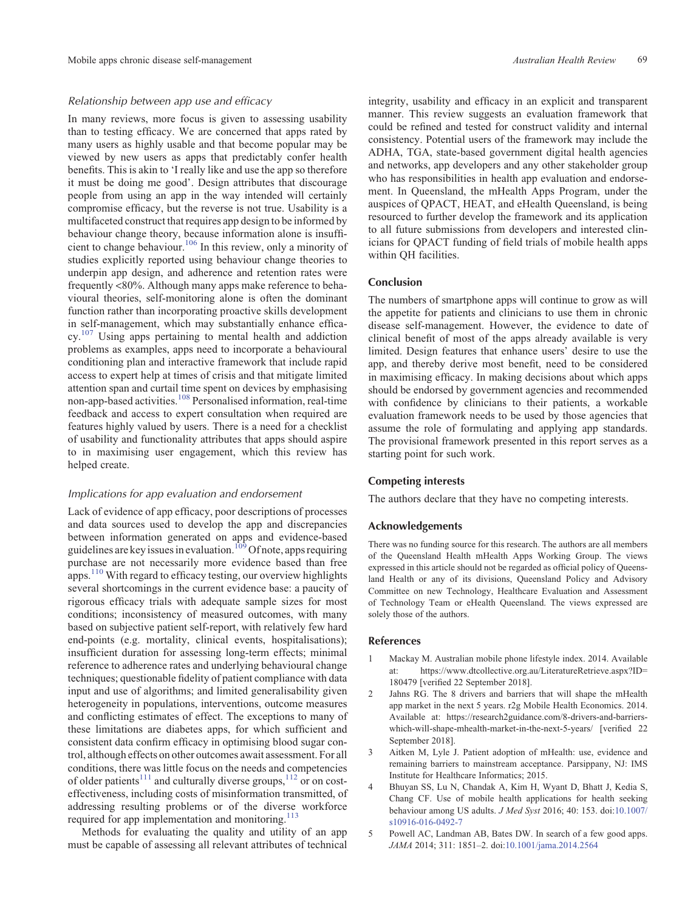### Relationship between app use and efficacy

In many reviews, more focus is given to assessing usability than to testing efficacy. We are concerned that apps rated by many users as highly usable and that become popular may be viewed by new users as apps that predictably confer health benefits. This is akin to 'I really like and use the app so therefore it must be doing me good'. Design attributes that discourage people from using an app in the way intended will certainly compromise efficacy, but the reverse is not true. Usability is a multifaceted construct that requires app design to be informed by behaviour change theory, because information alone is insufficient to change behaviour.[106] In this review, only a minority of studies explicitly reported using behaviour change theories to underpin app design, and adherence and retention rates were frequently <80%. Although many apps make reference to behavioural theories, self-monitoring alone is often the dominant function rather than incorporating proactive skills development in self-management, which may substantially enhance efficacy.[107] Using apps pertaining to mental health and addiction problems as examples, apps need to incorporate a behavioural conditioning plan and interactive framework that include rapid access to expert help at times of crisis and that mitigate limited attention span and curtail time spent on devices by emphasising non-app-based activities.[108] Personalised information, real-time feedback and access to expert consultation when required are features highly valued by users. There is a need for a checklist of usability and functionality attributes that apps should aspire to in maximising user engagement, which this review has helped create.

### Implications for app evaluation and endorsement

Lack of evidence of app efficacy, poor descriptions of processes and data sources used to develop the app and discrepancies between information generated on apps and evidence-based guidelines are key issues in evaluation.[109] Of note, apps requiring purchase are not necessarily more evidence based than free apps.[110] With regard to efficacy testing, our overview highlights several shortcomings in the current evidence base: a paucity of rigorous efficacy trials with adequate sample sizes for most conditions; inconsistency of measured outcomes, with many based on subjective patient self-report, with relatively few hard end-points (e.g. mortality, clinical events, hospitalisations); insufficient duration for assessing long-term effects; minimal reference to adherence rates and underlying behavioural change techniques; questionable fidelity of patient compliance with data input and use of algorithms; and limited generalisability given heterogeneity in populations, interventions, outcome measures and conflicting estimates of effect. The exceptions to many of these limitations are diabetes apps, for which sufficient and consistent data confirm efficacy in optimising blood sugar control, although effects on other outcomes await assessment. For all conditions, there was little focus on the needs and competencies of older patients[111] and culturally diverse groups,[112] or on cost-effectiveness, including costs of misinformation transmitted, of addressing resulting problems or of the diverse workforce required for app implementation and monitoring.[113]

Methods for evaluating the quality and utility of an app must be capable of assessing all relevant attributes of technical integrity, usability and efficacy in an explicit and transparent manner. This review suggests an evaluation framework that could be refined and tested for construct validity and internal consistency. Potential users of the framework may include the ADHA, TGA, state-based government digital health agencies and networks, app developers and any other stakeholder group who has responsibilities in health app evaluation and endorsement. In Queensland, the mHealth Apps Program, under the auspices of QPACT, HEAT, and eHealth Queensland, is being resourced to further develop the framework and its application to all future submissions from developers and interested clinicians for QPACT funding of field trials of mobile health apps within QH facilities.

## Conclusion

The numbers of smartphone apps will continue to grow as will the appetite for patients and clinicians to use them in chronic disease self-management. However, the evidence to date of clinical benefit of most of the apps already available is very limited. Design features that enhance users' desire to use the app, and thereby derive most benefit, need to be considered in maximising efficacy. In making decisions about which apps should be endorsed by government agencies and recommended with confidence by clinicians to their patients, a workable evaluation framework needs to be used by those agencies that assume the role of formulating and applying app standards. The provisional framework presented in this report serves as a starting point for such work.

## Competing interests

The authors declare that they have no competing interests.

## Acknowledgements

There was no funding source for this research. The authors are all members of the Queensland Health mHealth Apps Working Group. The views expressed in this article should not be regarded as official policy of Queensland Health or any of its divisions, Queensland Policy and Advisory Committee on new Technology, Healthcare Evaluation and Assessment of Technology Team or eHealth Queensland. The views expressed are solely those of the authors.

## References

1. Mackay M. Australian mobile phone lifestyle index. 2014. Available at: https://www.dtcollective.org.au/LiteratureRetrieve.aspx?ID=180479 [verified 22 September 2018].
2. Jahns RG. The 8 drivers and barriers that will shape the mHealth app market in the next 5 years. r2g Mobile Health Economics. 2014. Available at: https://research2guidance.com/8-drivers-and-barriers-which-will-shape-mhealth-market-in-the-next-5-years/ [verified 22 September 2018].
3. Aitken M, Lyle J. Patient adoption of mHealth: use, evidence and remaining barriers to mainstream acceptance. Parsippany, NJ: IMS Institute for Healthcare Informatics; 2015.
4. Bhuyan SS, Lu N, Chandak A, Kim H, Wyant D, Bhatt J, Kedia S, Chang CF. Use of mobile health applications for health seeking behaviour among US adults. *J Med Syst* 2016; 40: 153. doi:10.1007/s10916-016-0492-7
5. Powell AC, Landman AB, Bates DW. In search of a few good apps. *JAMA* 2014; 311: 1851–2. doi:10.1001/jama.2014.2564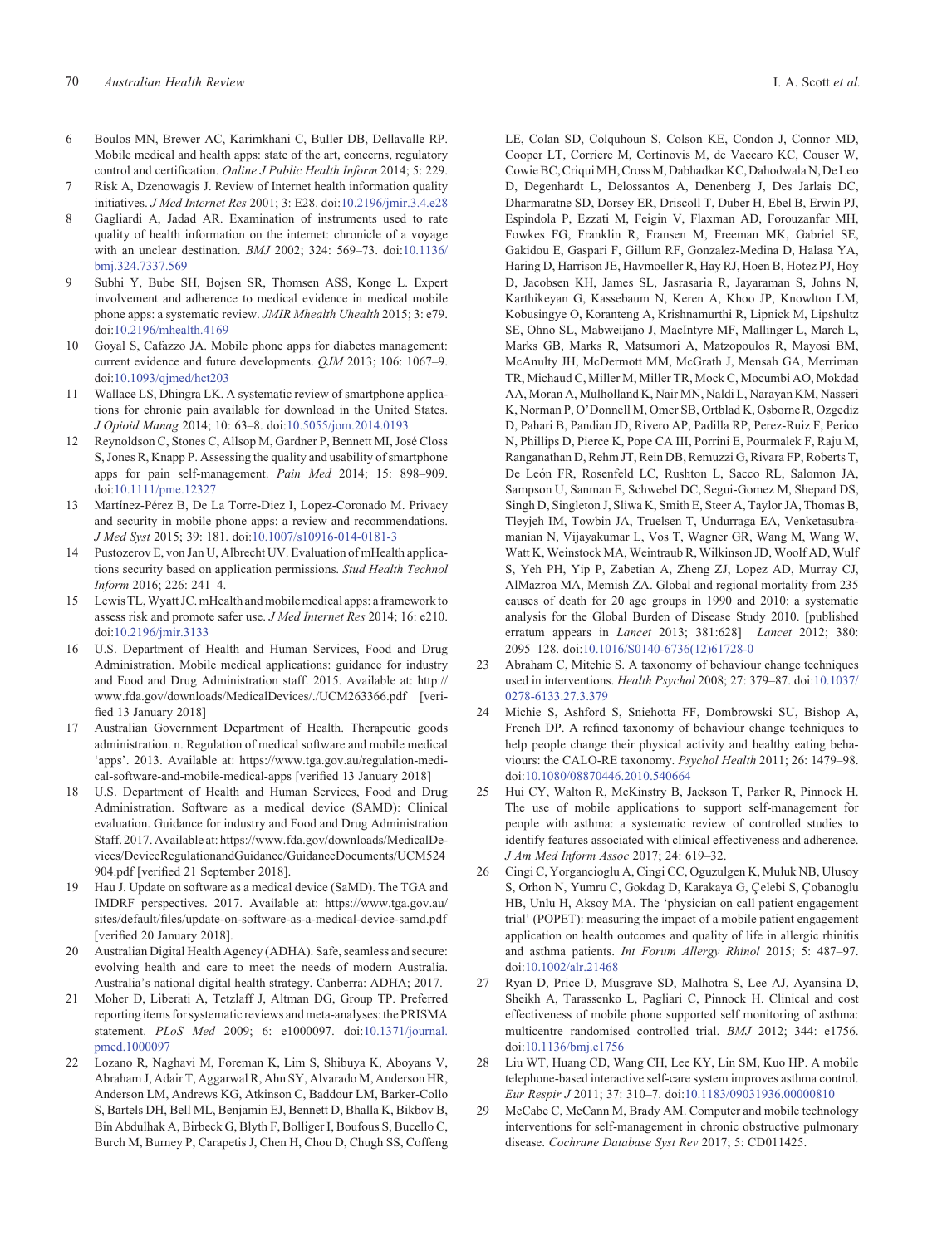6 Boulos MN, Brewer AC, Karimkhani C, Buller DB, Dellavalle RP. Mobile medical and health apps: state of the art, concerns, regulatory control and certification. *Online J Public Health Inform* 2014; 5: 229.

7 Risk A, Dzenowagis J. Review of Internet health information quality initiatives. *J Med Internet Res* 2001; 3: E28. doi:10.2196/jmir.3.4.e28

8 Gagliardi A, Jadad AR. Examination of instruments used to rate quality of health information on the internet: chronicle of a voyage with an unclear destination. *BMJ* 2002; 324: 569–73. doi:10.1136/bmj.324.7337.569

9 Subhi Y, Bube SH, Bojsen SR, Thomsen ASS, Konge L. Expert involvement and adherence to medical evidence in medical mobile phone apps: a systematic review. *JMIR Mhealth Uhealth* 2015; 3: e79. doi:10.2196/mhealth.4169

10 Goyal S, Cafazzo JA. Mobile phone apps for diabetes management: current evidence and future developments. *QJM* 2013; 106: 1067–9. doi:10.1093/qjmed/hct203

11 Wallace LS, Dhingra LK. A systematic review of smartphone applications for chronic pain available for download in the United States. *J Opioid Manag* 2014; 10: 63–8. doi:10.5055/jom.2014.0193

12 Reynoldson C, Stones C, Allsop M, Gardner P, Bennett MI, José Closs S, Jones R, Knapp P. Assessing the quality and usability of smartphone apps for pain self-management. *Pain Med* 2014; 15: 898–909. doi:10.1111/pme.12327

13 Martínez-Pérez B, De La Torre-Diez I, Lopez-Coronado M. Privacy and security in mobile phone apps: a review and recommendations. *J Med Syst* 2015; 39: 181. doi:10.1007/s10916-014-0181-3

14 Pustozerov E, von Jan U, Albrecht UV. Evaluation of mHealth applications security based on application permissions. *Stud Health Technol Inform* 2016; 226: 241–4.

15 Lewis TL, Wyatt JC. mHealth and mobile medical apps: a framework to assess risk and promote safer use. *J Med Internet Res* 2014; 16: e210. doi:10.2196/jmir.3133

16 U.S. Department of Health and Human Services, Food and Drug Administration. Mobile medical applications: guidance for industry and Food and Drug Administration staff. 2015. Available at: http://www.fda.gov/downloads/MedicalDevices/./UCM263366.pdf [verified 13 January 2018]

17 Australian Government Department of Health. Therapeutic goods administration. n. Regulation of medical software and mobile medical 'apps'. 2013. Available at: https://www.tga.gov.au/regulation-medical-software-and-mobile-medical-apps [verified 13 January 2018]

18 U.S. Department of Health and Human Services, Food and Drug Administration. Software as a medical device (SAMD): Clinical evaluation. Guidance for industry and Food and Drug Administration Staff. 2017. Available at: https://www.fda.gov/downloads/MedicalDevices/DeviceRegulationandGuidance/GuidanceDocuments/UCM524904.pdf [verified 21 September 2018].

19 Hau J. Update on software as a medical device (SaMD). The TGA and IMDRF perspectives. 2017. Available at: https://www.tga.gov.au/sites/default/files/update-on-software-as-a-medical-device-samd.pdf [verified 20 January 2018].

20 Australian Digital Health Agency (ADHA). Safe, seamless and secure: evolving health and care to meet the needs of modern Australia. Australia's national digital health strategy. Canberra: ADHA; 2017.

21 Moher D, Liberati A, Tetzlaff J, Altman DG, Group TP. Preferred reporting items for systematic reviews and meta-analyses: the PRISMA statement. *PLoS Med* 2009; 6: e1000097. doi:10.1371/journal.pmed.1000097

22 Lozano R, Naghavi M, Foreman K, Lim S, Shibuya K, Aboyans V, Abraham J, Adair T, Aggarwal R, Ahn SY, Alvarado M, Anderson HR, Anderson LM, Andrews KG, Atkinson C, Baddour LM, Barker-Collo S, Bartels DH, Bell ML, Benjamin EJ, Bennett D, Bhalla K, Bikbov B, Bin Abdulhak A, Birbeck G, Blyth F, Bolliger I, Boufous S, Bucello C, Burch M, Burney P, Carapetis J, Chen H, Chou D, Chugh SS, Coffeng LE, Colan SD, Colquhoun S, Colson KE, Condon J, Connor MD, Cooper LT, Corriere M, Cortinovis M, de Vaccaro KC, Couser W, Cowie BC, Criqui MH, Cross M, Dabhadkar KC, Dahodwala N, De Leo D, Degenhardt L, Delossantos A, Denenberg J, Des Jarlais DC, Dharmaratne SD, Dorsey ER, Driscoll T, Duber H, Ebel B, Erwin PJ, Espindola P, Ezzati M, Feigin V, Flaxman AD, Forouzanfar MH, Fowkes FG, Franklin R, Fransen M, Freeman MK, Gabriel SE, Gakidou E, Gaspari F, Gillum RF, Gonzalez-Medina D, Halasa YA, Haring D, Harrison JE, Havmoeller R, Hay RJ, Hoen B, Hotez PJ, Hoy D, Jacobsen KH, James SL, Jasrasaria R, Jayaraman S, Johns N, Karthikeyan G, Kassebaum N, Keren A, Khoo JP, Knowlton LM, Kobusingye O, Koranteng A, Krishnamurthi R, Lipnick M, Lipshultz SE, Ohno SL, Mabweijano J, MacIntyre MF, Mallinger L, March L, Marks GB, Marks R, Matsumori A, Matzopoulos R, Mayosi BM, McAnulty JH, McDermott MM, McGrath J, Mensah GA, Merriman TR, Michaud C, Miller M, Miller TR, Mock C, Mocumbi AO, Mokdad AA, Moran A, Mulholland K, Nair MN, Naldi L, Narayan KM, Nasseri K, Norman P, O'Donnell M, Omer SB, Ortblad K, Osborne R, Ozgediz D, Pahari B, Pandian JD, Rivero AP, Padilla RP, Perez-Ruiz F, Perico N, Phillips D, Pierce K, Pope CA III, Porrini E, Pourmalek F, Raju M, Ranganathan D, Rehm JT, Rein DB, Remuzzi G, Rivara FP, Roberts T, De León FR, Rosenfeld LC, Rushton L, Sacco RL, Salomon JA, Sampson U, Sanman E, Schwebel DC, Segui-Gomez M, Shepard DS, Singh D, Singleton J, Sliwa K, Smith E, Steer A, Taylor JA, Thomas B, Tleyjeh IM, Towbin JA, Truelsen T, Undurraga EA, Venketasubramanian N, Vijayakumar L, Vos T, Wagner GR, Wang M, Wang W, Watt K, Weinstock MA, Weintraub R, Wilkinson JD, Woolf AD, Wulf S, Yeh PH, Yip P, Zabetian A, Zheng ZJ, Lopez AD, Murray CJ, AlMazroa MA, Memish ZA. Global and regional mortality from 235 causes of death for 20 age groups in 1990 and 2010: a systematic analysis for the Global Burden of Disease Study 2010. [published erratum appears in *Lancet* 2013; 381:628] *Lancet* 2012; 380: 2095–128. doi:10.1016/S0140-6736(12)61728-0

23 Abraham C, Mitchie S. A taxonomy of behaviour change techniques used in interventions. *Health Psychol* 2008; 27: 379–87. doi:10.1037/0278-6133.27.3.379

24 Michie S, Ashford S, Sniehotta FF, Dombrowski SU, Bishop A, French DP. A refined taxonomy of behaviour change techniques to help people change their physical activity and healthy eating behaviours: the CALO-RE taxonomy. *Psychol Health* 2011; 26: 1479–98. doi:10.1080/08870446.2010.540664

25 Hui CY, Walton R, McKinstry B, Jackson T, Parker R, Pinnock H. The use of mobile applications to support self-management for people with asthma: a systematic review of controlled studies to identify features associated with clinical effectiveness and adherence. *J Am Med Inform Assoc* 2017; 24: 619–32.

26 Cingi C, Yorgancioglu A, Cingi CC, Oguzulgen K, Muluk NB, Ulusoy S, Orhon N, Yumru C, Gokdag D, Karakaya G, Çelebi S, Çobanoglu HB, Unlu H, Aksoy MA. The 'physician on call patient engagement trial' (POPET): measuring the impact of a mobile patient engagement application on health outcomes and quality of life in allergic rhinitis and asthma patients. *Int Forum Allergy Rhinol* 2015; 5: 487–97. doi:10.1002/alr.21468

27 Ryan D, Price D, Musgrave SD, Malhotra S, Lee AJ, Ayansina D, Sheikh A, Tarassenko L, Pagliari C, Pinnock H. Clinical and cost effectiveness of mobile phone supported self monitoring of asthma: multicentre randomised controlled trial. *BMJ* 2012; 344: e1756. doi:10.1136/bmj.e1756

28 Liu WT, Huang CD, Wang CH, Lee KY, Lin SM, Kuo HP. A mobile telephone-based interactive self-care system improves asthma control. *Eur Respir J* 2011; 37: 310–7. doi:10.1183/09031936.00000810

29 McCabe C, McCann M, Brady AM. Computer and mobile technology interventions for self-management in chronic obstructive pulmonary disease. *Cochrane Database Syst Rev* 2017; 5: CD011425.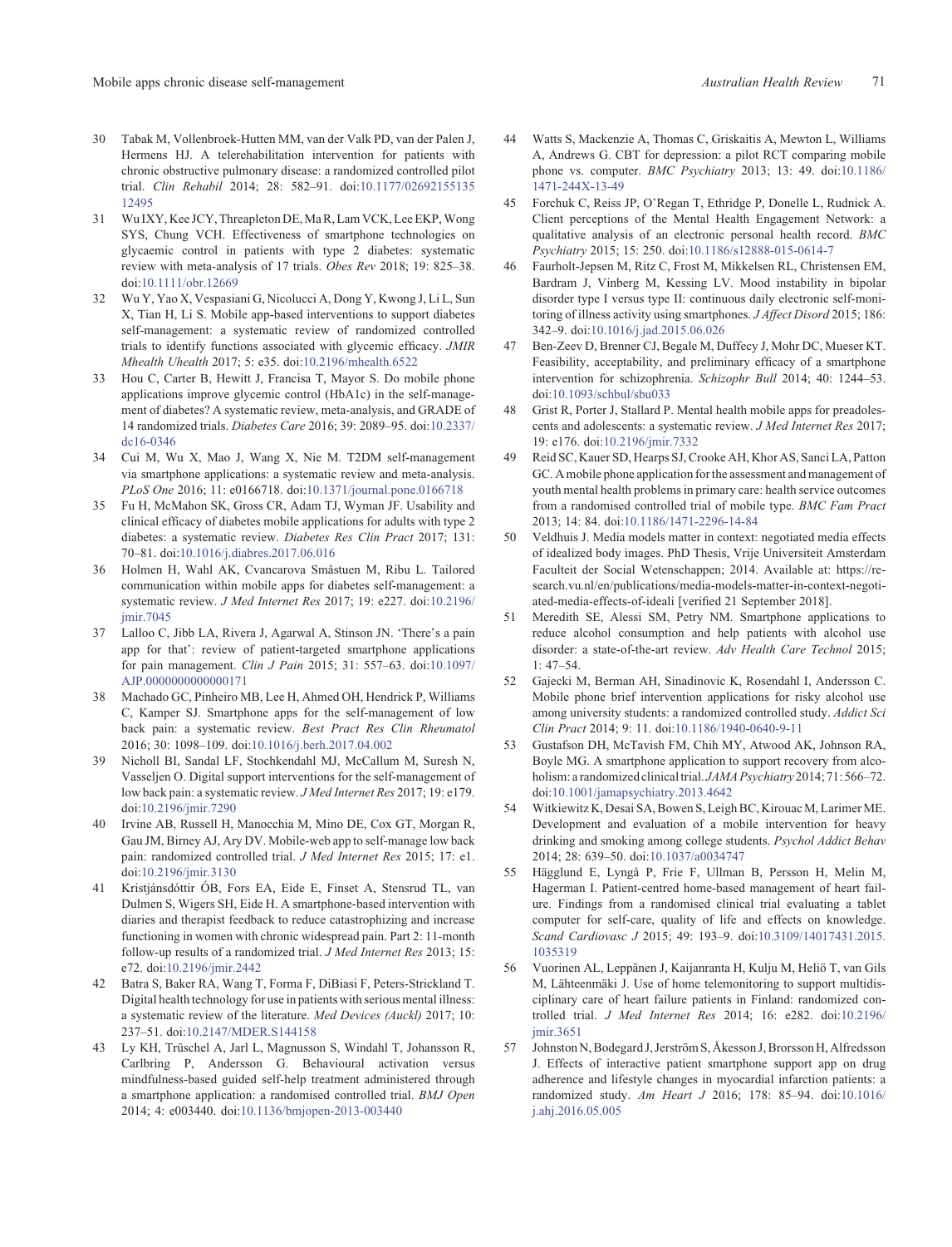30 Tabak M, Vollenbroek-Hutten MM, van der Valk PD, van der Palen J, Hermens HJ. A telerehabilitation intervention for patients with chronic obstructive pulmonary disease: a randomized controlled pilot trial. *Clin Rehabil* 2014; 28: 582–91. doi:10.1177/0269215513512495

31 Wu IXY, Kee JCY, Threapleton DE, Ma R, Lam VCK, Lee EKP, Wong SYS, Chung VCH. Effectiveness of smartphone technologies on glycaemic control in patients with type 2 diabetes: systematic review with meta-analysis of 17 trials. *Obes Rev* 2018; 19: 825–38. doi:10.1111/obr.12669

32 Wu Y, Yao X, Vespasiani G, Nicolucci A, Dong Y, Kwong J, Li L, Sun X, Tian H, Li S. Mobile app-based interventions to support diabetes self-management: a systematic review of randomized controlled trials to identify functions associated with glycemic efficacy. *JMIR Mhealth Uhealth* 2017; 5: e35. doi:10.2196/mhealth.6522

33 Hou C, Carter B, Hewitt J, Francisa T, Mayor S. Do mobile phone applications improve glycemic control (HbA1c) in the self-management of diabetes? A systematic review, meta-analysis, and GRADE of 14 randomized trials. *Diabetes Care* 2016; 39: 2089–95. doi:10.2337/dc16-0346

34 Cui M, Wu X, Mao J, Wang X, Nie M. T2DM self-management via smartphone applications: a systematic review and meta-analysis. *PLoS One* 2016; 11: e0166718. doi:10.1371/journal.pone.0166718

35 Fu H, McMahon SK, Gross CR, Adam TJ, Wyman JF. Usability and clinical efficacy of diabetes mobile applications for adults with type 2 diabetes: a systematic review. *Diabetes Res Clin Pract* 2017; 131: 70–81. doi:10.1016/j.diabres.2017.06.016

36 Holmen H, Wahl AK, Cvancarova Småstuen M, Ribu L. Tailored communication within mobile apps for diabetes self-management: a systematic review. *J Med Internet Res* 2017; 19: e227. doi:10.2196/jmir.7045

37 Lalloo C, Jibb LA, Rivera J, Agarwal A, Stinson JN. 'There's a pain app for that': review of patient-targeted smartphone applications for pain management. *Clin J Pain* 2015; 31: 557–63. doi:10.1097/AJP.0000000000000171

38 Machado GC, Pinheiro MB, Lee H, Ahmed OH, Hendrick P, Williams C, Kamper SJ. Smartphone apps for the self-management of low back pain: a systematic review. *Best Pract Res Clin Rheumatol* 2016; 30: 1098–109. doi:10.1016/j.berh.2017.04.002

39 Nicholl BI, Sandal LF, Stochkendahl MJ, McCallum M, Suresh N, Vasseljen O. Digital support interventions for the self-management of low back pain: a systematic review. *J Med Internet Res* 2017; 19: e179. doi:10.2196/jmir.7290

40 Irvine AB, Russell H, Manocchia M, Mino DE, Cox GT, Morgan R, Gau JM, Birney AJ, Ary DV. Mobile-web app to self-manage low back pain: randomized controlled trial. *J Med Internet Res* 2015; 17: e1. doi:10.2196/jmir.3130

41 Kristjánsdóttir ÓB, Fors EA, Eide E, Finset A, Stensrud TL, van Dulmen S, Wigers SH, Eide H. A smartphone-based intervention with diaries and therapist feedback to reduce catastrophizing and increase functioning in women with chronic widespread pain. Part 2: 11-month follow-up results of a randomized trial. *J Med Internet Res* 2013; 15: e72. doi:10.2196/jmir.2442

42 Batra S, Baker RA, Wang T, Forma F, DiBiasi F, Peters-Strickland T. Digital health technology for use in patients with serious mental illness: a systematic review of the literature. *Med Devices (Auckl)* 2017; 10: 237–51. doi:10.2147/MDER.S144158

43 Ly KH, Trüschel A, Jarl L, Magnusson S, Windahl T, Johansson R, Carlbring P, Andersson G. Behavioural activation versus mindfulness-based guided self-help treatment administered through a smartphone application: a randomised controlled trial. *BMJ Open* 2014; 4: e003440. doi:10.1136/bmjopen-2013-003440

44 Watts S, Mackenzie A, Thomas C, Griskaitis A, Mewton L, Williams A, Andrews G. CBT for depression: a pilot RCT comparing mobile phone vs. computer. *BMC Psychiatry* 2013; 13: 49. doi:10.1186/1471-244X-13-49

45 Forchuk C, Reiss JP, O'Regan T, Ethridge P, Donelle L, Rudnick A. Client perceptions of the Mental Health Engagement Network: a qualitative analysis of an electronic personal health record. *BMC Psychiatry* 2015; 15: 250. doi:10.1186/s12888-015-0614-7

46 Faurholt-Jepsen M, Ritz C, Frost M, Mikkelsen RL, Christensen EM, Bardram J, Vinberg M, Kessing LV. Mood instability in bipolar disorder type I versus type II: continuous daily electronic self-monitoring of illness activity using smartphones. *J Affect Disord* 2015; 186: 342–9. doi:10.1016/j.jad.2015.06.026

47 Ben-Zeev D, Brenner CJ, Begale M, Duffecy J, Mohr DC, Mueser KT. Feasibility, acceptability, and preliminary efficacy of a smartphone intervention for schizophrenia. *Schizophr Bull* 2014; 40: 1244–53. doi:10.1093/schbul/sbu033

48 Grist R, Porter J, Stallard P. Mental health mobile apps for preadolescents and adolescents: a systematic review. *J Med Internet Res* 2017; 19: e176. doi:10.2196/jmir.7332

49 Reid SC, Kauer SD, Hearps SJ, Crooke AH, Khor AS, Sanci LA, Patton GC. A mobile phone application for the assessment and management of youth mental health problems in primary care: health service outcomes from a randomised controlled trial of mobile type. *BMC Fam Pract* 2013; 14: 84. doi:10.1186/1471-2296-14-84

50 Veldhuis J. Media models matter in context: negotiated media effects of idealized body images. PhD Thesis, Vrije Universiteit Amsterdam Faculteit der Social Wetenschappen; 2014. Available at: https://research.vu.nl/en/publications/media-models-matter-in-context-negotiated-media-effects-of-ideali [verified 21 September 2018].

51 Meredith SE, Alessi SM, Petry NM. Smartphone applications to reduce alcohol consumption and help patients with alcohol use disorder: a state-of-the-art review. *Adv Health Care Technol* 2015; 1: 47–54.

52 Gajecki M, Berman AH, Sinadinovic K, Rosendahl I, Andersson C. Mobile phone brief intervention applications for risky alcohol use among university students: a randomized controlled study. *Addict Sci Clin Pract* 2014; 9: 11. doi:10.1186/1940-0640-9-11

53 Gustafson DH, McTavish FM, Chih MY, Atwood AK, Johnson RA, Boyle MG. A smartphone application to support recovery from alcoholism: a randomized clinical trial. *JAMA Psychiatry* 2014; 71: 566–72. doi:10.1001/jamapsychiatry.2013.4642

54 Witkiewitz K, Desai SA, Bowen S, Leigh BC, Kirouac M, Larimer ME. Development and evaluation of a mobile intervention for heavy drinking and smoking among college students. *Psychol Addict Behav* 2014; 28: 639–50. doi:10.1037/a0034747

55 Hägglund E, Lyngå P, Frie F, Ullman B, Persson H, Melin M, Hagerman I. Patient-centred home-based management of heart failure. Findings from a randomised clinical trial evaluating a tablet computer for self-care, quality of life and effects on knowledge. *Scand Cardiovasc J* 2015; 49: 193–9. doi:10.3109/14017431.2015.1035319

56 Vuorinen AL, Leppänen J, Kaijanranta H, Kulju M, Heliö T, van Gils M, Lähteenmäki J. Use of home telemonitoring to support multidisciplinary care of heart failure patients in Finland: randomized controlled trial. *J Med Internet Res* 2014; 16: e282. doi:10.2196/jmir.3651

57 Johnston N, Bodegard J, Jerström S, Åkesson J, Brorsson H, Alfredsson J. Effects of interactive patient smartphone support app on drug adherence and lifestyle changes in myocardial infarction patients: a randomized study. *Am Heart J* 2016; 178: 85–94. doi:10.1016/j.ahj.2016.05.005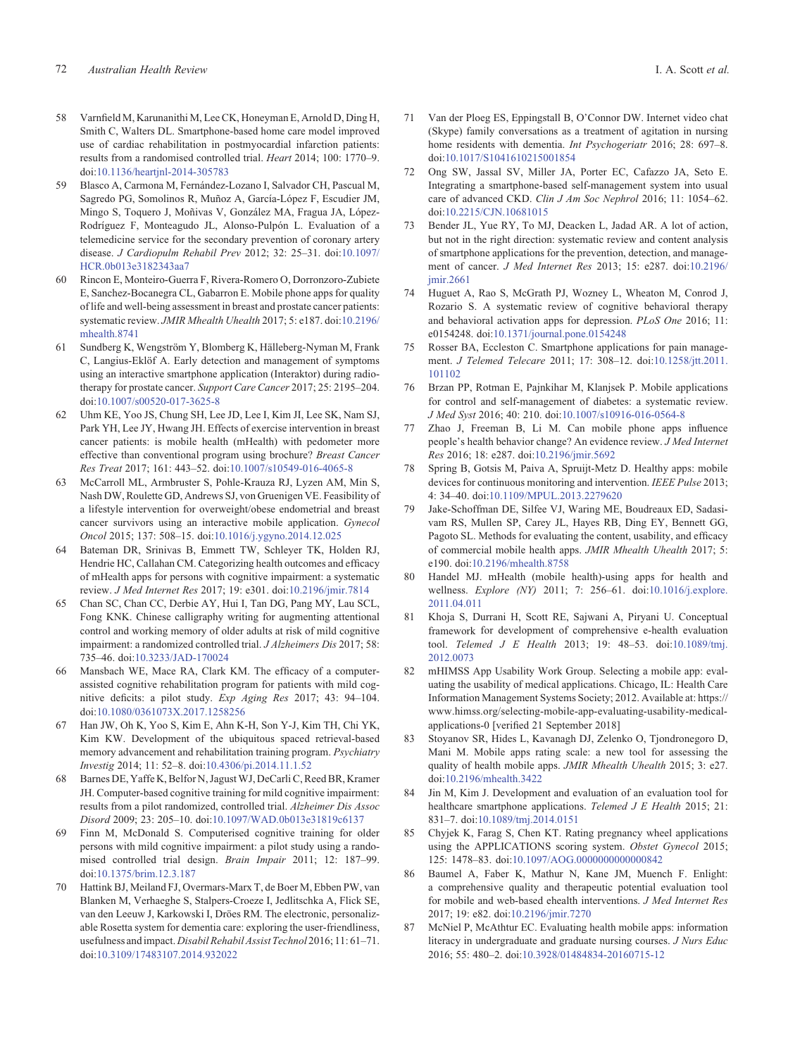58 Varnfield M, Karunanithi M, Lee CK, Honeyman E, Arnold D, Ding H, Smith C, Walters DL. Smartphone-based home care model improved use of cardiac rehabilitation in postmyocardial infarction patients: results from a randomised controlled trial. *Heart* 2014; 100: 1770–9. doi:10.1136/heartjnl-2014-305783

59 Blasco A, Carmona M, Fernández-Lozano I, Salvador CH, Pascual M, Sagredo PG, Somolinos R, Muñoz A, García-López F, Escudier JM, Mingo S, Toquero J, Moñivas V, González MA, Fragua JA, López-Rodríguez F, Monteagudo JL, Alonso-Pulpón L. Evaluation of a telemedicine service for the secondary prevention of coronary artery disease. *J Cardiopulm Rehabil Prev* 2012; 32: 25–31. doi:10.1097/HCR.0b013e3182343aa7

60 Rincon E, Monteiro-Guerra F, Rivera-Romero O, Dorronzoro-Zubiete E, Sanchez-Bocanegra CL, Gabarron E. Mobile phone apps for quality of life and well-being assessment in breast and prostate cancer patients: systematic review. *JMIR Mhealth Uhealth* 2017; 5: e187. doi:10.2196/mhealth.8741

61 Sundberg K, Wengström Y, Blomberg K, Hälleberg-Nyman M, Frank C, Langius-Eklöf A. Early detection and management of symptoms using an interactive smartphone application (Interaktor) during radiotherapy for prostate cancer. *Support Care Cancer* 2017; 25: 2195–204. doi:10.1007/s00520-017-3625-8

62 Uhm KE, Yoo JS, Chung SH, Lee JD, Lee I, Kim JI, Lee SK, Nam SJ, Park YH, Lee JY, Hwang JH. Effects of exercise intervention in breast cancer patients: is mobile health (mHealth) with pedometer more effective than conventional program using brochure? *Breast Cancer Res Treat* 2017; 161: 443–52. doi:10.1007/s10549-016-4065-8

63 McCarroll ML, Armbruster S, Pohle-Krauza RJ, Lyzen AM, Min S, Nash DW, Roulette GD, Andrews SJ, von Gruenigen VE. Feasibility of a lifestyle intervention for overweight/obese endometrial and breast cancer survivors using an interactive mobile application. *Gynecol Oncol* 2015; 137: 508–15. doi:10.1016/j.ygyno.2014.12.025

64 Bateman DR, Srinivas B, Emmett TW, Schleyer TK, Holden RJ, Hendrie HC, Callahan CM. Categorizing health outcomes and efficacy of mHealth apps for persons with cognitive impairment: a systematic review. *J Med Internet Res* 2017; 19: e301. doi:10.2196/jmir.7814

65 Chan SC, Chan CC, Derbie AY, Hui I, Tan DG, Pang MY, Lau SCL, Fong KNK. Chinese calligraphy writing for augmenting attentional control and working memory of older adults at risk of mild cognitive impairment: a randomized controlled trial. *J Alzheimers Dis* 2017; 58: 735–46. doi:10.3233/JAD-170024

66 Mansbach WE, Mace RA, Clark KM. The efficacy of a computer-assisted cognitive rehabilitation program for patients with mild cognitive deficits: a pilot study. *Exp Aging Res* 2017; 43: 94–104. doi:10.1080/0361073X.2017.1258256

67 Han JW, Oh K, Yoo S, Kim E, Ahn K-H, Son Y-J, Kim TH, Chi YK, Kim KW. Development of the ubiquitous spaced retrieval-based memory advancement and rehabilitation training program. *Psychiatry Investig* 2014; 11: 52–8. doi:10.4306/pi.2014.11.1.52

68 Barnes DE, Yaffe K, Belfor N, Jagust WJ, DeCarli C, Reed BR, Kramer JH. Computer-based cognitive training for mild cognitive impairment: results from a pilot randomized, controlled trial. *Alzheimer Dis Assoc Disord* 2009; 23: 205–10. doi:10.1097/WAD.0b013e31819c6137

69 Finn M, McDonald S. Computerised cognitive training for older persons with mild cognitive impairment: a pilot study using a randomised controlled trial design. *Brain Impair* 2011; 12: 187–99. doi:10.1375/brim.12.3.187

70 Hattink BJ, Meiland FJ, Overmars-Marx T, de Boer M, Ebben PW, van Blanken M, Verhaeghe S, Stalpers-Croeze I, Jedlitschka A, Flick SE, van den Leeuw J, Karkowski I, Dröes RM. The electronic, personalizable Rosetta system for dementia care: exploring the user-friendliness, usefulness and impact. *Disabil Rehabil Assist Technol* 2016; 11: 61–71. doi:10.3109/17483107.2014.932022

71 Van der Ploeg ES, Eppingstall B, O'Connor DW. Internet video chat (Skype) family conversations as a treatment of agitation in nursing home residents with dementia. *Int Psychogeriatr* 2016; 28: 697–8. doi:10.1017/S1041610215001854

72 Ong SW, Jassal SV, Miller JA, Porter EC, Cafazzo JA, Seto E. Integrating a smartphone-based self-management system into usual care of advanced CKD. *Clin J Am Soc Nephrol* 2016; 11: 1054–62. doi:10.2215/CJN.10681015

73 Bender JL, Yue RY, To MJ, Deacken L, Jadad AR. A lot of action, but not in the right direction: systematic review and content analysis of smartphone applications for the prevention, detection, and management of cancer. *J Med Internet Res* 2013; 15: e287. doi:10.2196/jmir.2661

74 Huguet A, Rao S, McGrath PJ, Wozney L, Wheaton M, Conrod J, Rozario S. A systematic review of cognitive behavioral therapy and behavioral activation apps for depression. *PLoS One* 2016; 11: e0154248. doi:10.1371/journal.pone.0154248

75 Rosser BA, Eccleston C. Smartphone applications for pain management. *J Telemed Telecare* 2011; 17: 308–12. doi:10.1258/jtt.2011.101102

76 Brzan PP, Rotman E, Pajnkihar M, Klanjsek P. Mobile applications for control and self-management of diabetes: a systematic review. *J Med Syst* 2016; 40: 210. doi:10.1007/s10916-016-0564-8

77 Zhao J, Freeman B, Li M. Can mobile phone apps influence people's health behavior change? An evidence review. *J Med Internet Res* 2016; 18: e287. doi:10.2196/jmir.5692

78 Spring B, Gotsis M, Paiva A, Spruijt-Metz D. Healthy apps: mobile devices for continuous monitoring and intervention. *IEEE Pulse* 2013; 4: 34–40. doi:10.1109/MPUL.2013.2279620

79 Jake-Schoffman DE, Silfee VJ, Waring ME, Boudreaux ED, Sadasivam RS, Mullen SP, Carey JL, Hayes RB, Ding EY, Bennett GG, Pagoto SL. Methods for evaluating the content, usability, and efficacy of commercial mobile health apps. *JMIR Mhealth Uhealth* 2017; 5: e190. doi:10.2196/mhealth.8758

80 Handel MJ. mHealth (mobile health)-using apps for health and wellness. *Explore (NY)* 2011; 7: 256–61. doi:10.1016/j.explore.2011.04.011

81 Khoja S, Durrani H, Scott RE, Sajwani A, Piryani U. Conceptual framework for development of comprehensive e-health evaluation tool. *Telemed J E Health* 2013; 19: 48–53. doi:10.1089/tmj.2012.0073

82 mHIMSS App Usability Work Group. Selecting a mobile app: evaluating the usability of medical applications. Chicago, IL: Health Care Information Management Systems Society; 2012. Available at: https://www.himss.org/selecting-mobile-app-evaluating-usability-medical-applications-0 [verified 21 September 2018]

83 Stoyanov SR, Hides L, Kavanagh DJ, Zelenko O, Tjondronegoro D, Mani M. Mobile apps rating scale: a new tool for assessing the quality of health mobile apps. *JMIR Mhealth Uhealth* 2015; 3: e27. doi:10.2196/mhealth.3422

84 Jin M, Kim J. Development and evaluation of an evaluation tool for healthcare smartphone applications. *Telemed J E Health* 2015; 21: 831–7. doi:10.1089/tmj.2014.0151

85 Chyjek K, Farag S, Chen KT. Rating pregnancy wheel applications using the APPLICATIONS scoring system. *Obstet Gynecol* 2015; 125: 1478–83. doi:10.1097/AOG.0000000000000842

86 Baumel A, Faber K, Mathur N, Kane JM, Muench F. Enlight: a comprehensive quality and therapeutic potential evaluation tool for mobile and web-based ehealth interventions. *J Med Internet Res* 2017; 19: e82. doi:10.2196/jmir.7270

87 McNiel P, McAthtur EC. Evaluating health mobile apps: information literacy in undergraduate and graduate nursing courses. *J Nurs Educ* 2016; 55: 480–2. doi:10.3928/01484834-20160715-12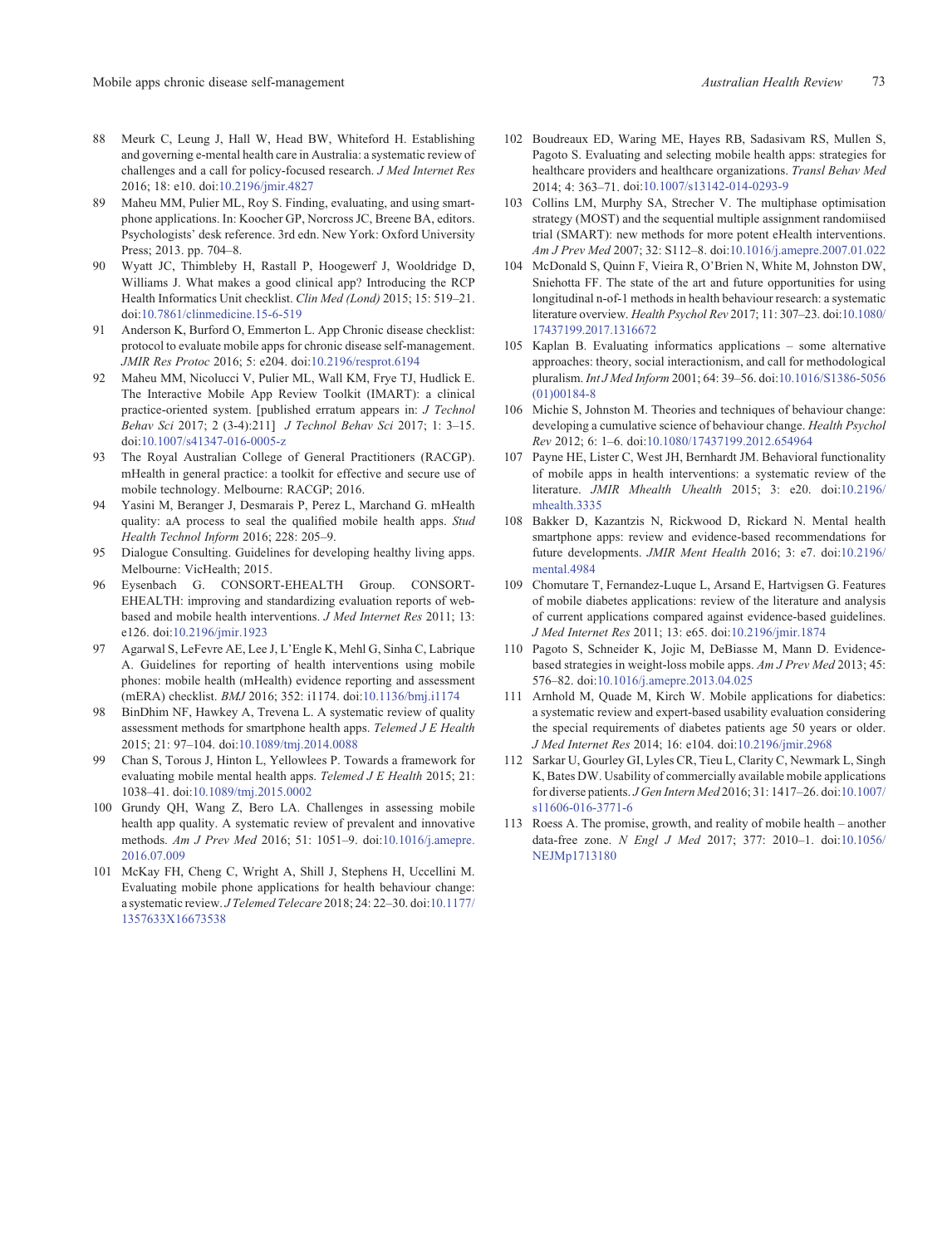88 Meurk C, Leung J, Hall W, Head BW, Whiteford H. Establishing and governing e-mental health care in Australia: a systematic review of challenges and a call for policy-focused research. *J Med Internet Res* 2016; 18: e10. doi:10.2196/jmir.4827

89 Maheu MM, Pulier ML, Roy S. Finding, evaluating, and using smartphone applications. In: Koocher GP, Norcross JC, Breene BA, editors. Psychologists' desk reference. 3rd edn. New York: Oxford University Press; 2013. pp. 704–8.

90 Wyatt JC, Thimbleby H, Rastall P, Hoogewerf J, Wooldridge D, Williams J. What makes a good clinical app? Introducing the RCP Health Informatics Unit checklist. *Clin Med (Lond)* 2015; 15: 519–21. doi:10.7861/clinmedicine.15-6-519

91 Anderson K, Burford O, Emmerton L. App Chronic disease checklist: protocol to evaluate mobile apps for chronic disease self-management. *JMIR Res Protoc* 2016; 5: e204. doi:10.2196/resprot.6194

92 Maheu MM, Nicolucci V, Pulier ML, Wall KM, Frye TJ, Hudlick E. The Interactive Mobile App Review Toolkit (IMART): a clinical practice-oriented system. [published erratum appears in: *J Technol Behav Sci* 2017; 2 (3-4):211] *J Technol Behav Sci* 2017; 1: 3–15. doi:10.1007/s41347-016-0005-z

93 The Royal Australian College of General Practitioners (RACGP). mHealth in general practice: a toolkit for effective and secure use of mobile technology. Melbourne: RACGP; 2016.

94 Yasini M, Beranger J, Desmarais P, Perez L, Marchand G. mHealth quality: aA process to seal the qualified mobile health apps. *Stud Health Technol Inform* 2016; 228: 205–9.

95 Dialogue Consulting. Guidelines for developing healthy living apps. Melbourne: VicHealth; 2015.

96 Eysenbach G. CONSORT-EHEALTH Group. CONSORT-EHEALTH: improving and standardizing evaluation reports of web-based and mobile health interventions. *J Med Internet Res* 2011; 13: e126. doi:10.2196/jmir.1923

97 Agarwal S, LeFevre AE, Lee J, L'Engle K, Mehl G, Sinha C, Labrique A. Guidelines for reporting of health interventions using mobile phones: mobile health (mHealth) evidence reporting and assessment (mERA) checklist. *BMJ* 2016; 352: i1174. doi:10.1136/bmj.i1174

98 BinDhim NF, Hawkey A, Trevena L. A systematic review of quality assessment methods for smartphone health apps. *Telemed J E Health* 2015; 21: 97–104. doi:10.1089/tmj.2014.0088

99 Chan S, Torous J, Hinton L, Yellowlees P. Towards a framework for evaluating mobile mental health apps. *Telemed J E Health* 2015; 21: 1038–41. doi:10.1089/tmj.2015.0002

100 Grundy QH, Wang Z, Bero LA. Challenges in assessing mobile health app quality. A systematic review of prevalent and innovative methods. *Am J Prev Med* 2016; 51: 1051–9. doi:10.1016/j.amepre.2016.07.009

101 McKay FH, Cheng C, Wright A, Shill J, Stephens H, Uccellini M. Evaluating mobile phone applications for health behaviour change: a systematic review. *J Telemed Telecare* 2018; 24: 22–30. doi:10.1177/1357633X16673538

102 Boudreaux ED, Waring ME, Hayes RB, Sadasivam RS, Mullen S, Pagoto S. Evaluating and selecting mobile health apps: strategies for healthcare providers and healthcare organizations. *Transl Behav Med* 2014; 4: 363–71. doi:10.1007/s13142-014-0293-9

103 Collins LM, Murphy SA, Strecher V. The multiphase optimisation strategy (MOST) and the sequential multiple assignment randomiised trial (SMART): new methods for more potent eHealth interventions. *Am J Prev Med* 2007; 32: S112–8. doi:10.1016/j.amepre.2007.01.022

104 McDonald S, Quinn F, Vieira R, O'Brien N, White M, Johnston DW, Sniehotta FF. The state of the art and future opportunities for using longitudinal n-of-1 methods in health behaviour research: a systematic literature overview. *Health Psychol Rev* 2017; 11: 307–23. doi:10.1080/17437199.2017.1316672

105 Kaplan B. Evaluating informatics applications – some alternative approaches: theory, social interactionism, and call for methodological pluralism. *Int J Med Inform* 2001; 64: 39–56. doi:10.1016/S1386-5056(01)00184-8

106 Michie S, Johnston M. Theories and techniques of behaviour change: developing a cumulative science of behaviour change. *Health Psychol Rev* 2012; 6: 1–6. doi:10.1080/17437199.2012.654964

107 Payne HE, Lister C, West JH, Bernhardt JM. Behavioral functionality of mobile apps in health interventions: a systematic review of the literature. *JMIR Mhealth Uhealth* 2015; 3: e20. doi:10.2196/mhealth.3335

108 Bakker D, Kazantzis N, Rickwood D, Rickard N. Mental health smartphone apps: review and evidence-based recommendations for future developments. *JMIR Ment Health* 2016; 3: e7. doi:10.2196/mental.4984

109 Chomutare T, Fernandez-Luque L, Arsand E, Hartvigsen G. Features of mobile diabetes applications: review of the literature and analysis of current applications compared against evidence-based guidelines. *J Med Internet Res* 2011; 13: e65. doi:10.2196/jmir.1874

110 Pagoto S, Schneider K, Jojic M, DeBiasse M, Mann D. Evidence-based strategies in weight-loss mobile apps. *Am J Prev Med* 2013; 45: 576–82. doi:10.1016/j.amepre.2013.04.025

111 Arnhold M, Quade M, Kirch W. Mobile applications for diabetics: a systematic review and expert-based usability evaluation considering the special requirements of diabetes patients age 50 years or older. *J Med Internet Res* 2014; 16: e104. doi:10.2196/jmir.2968

112 Sarkar U, Gourley GI, Lyles CR, Tieu L, Clarity C, Newmark L, Singh K, Bates DW. Usability of commercially available mobile applications for diverse patients. *J Gen Intern Med* 2016; 31: 1417–26. doi:10.1007/s11606-016-3771-6

113 Roess A. The promise, growth, and reality of mobile health – another data-free zone. *N Engl J Med* 2017; 377: 2010–1. doi:10.1056/NEJMp1713180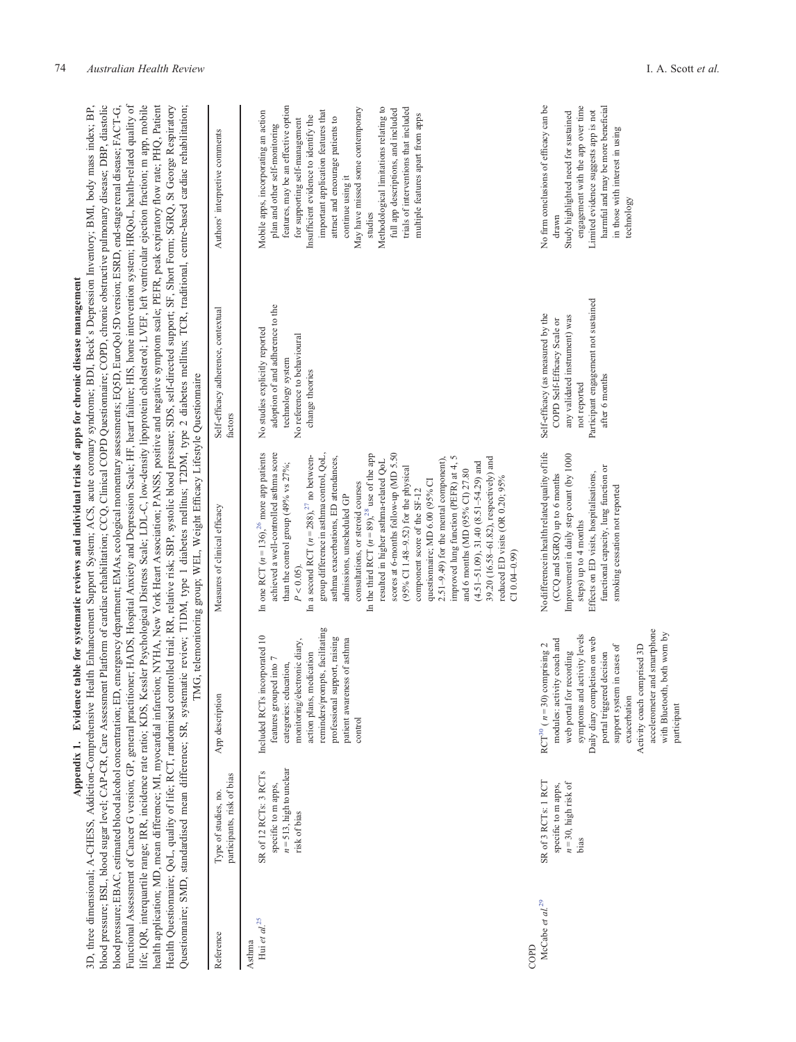## Appendix 1. Evidence table for systematic reviews and individual trials of apps for chronic disease management

3D, three dimensional; A-CHESS, Addiction-Comprehensive Health Enhancement Support System; ACS, acute coronary syndrome; BDI, Beck's Depression Inventory; BMI, body mass index; BP, blood pressure; BSL, blood sugar level; CAP-CR, Care Assessment Platform of cardiac rehabilitation; CCQ, Clinical COPD Questionnaire; COPD, chronic obstructive pulmonary disease; DBP, diastolic blood pressure; EBAC, estimated blood alcohol concentration; ED, emergency department; EMAs, ecological momentary assessments; EQ5D, EuroQol 5D version; ESRD, end-stage renal disease; FACT-G, Functional Assessment of Cancer G version; GP, general practitioner; HADS, Hospital Anxiety and Depression Scale; HF, heart failure; HIS, home intervention system; HRQoL, health-related quality of life; IQR, interquartile range; IRR, incidence rate ratio; KDS, Kessler Psychological Distress Scale; LDL-C, low-density lipoprotein cholesterol; LVEF, left ventricular ejection fraction; m app, mobile health application; MD, mean difference; MI, myocardial infarction; NYHA, New York Heart Association; PANSS, positive and negative symptom scale; PEFR, peak expiratory flow rate; PHQ, Patient Health Questionnaire; QoL, quality of life; RCT, randomised controlled trial; RR, relative risk; SBP, systolic blood pressure; SDS, self-directed support; SF, Short Form; SGRQ, St George Respiratory Questionnaire; SMD, standardised mean difference; SR, systematic review; T1DM, type 1 diabetes mellitus; T2DM, type 2 diabetes mellitus; TCR, traditional, centre-based cardiac rehabilitation; TMG, telemonitoring group; WEL, Weight Efficacy Lifestyle Questionnaire

| Reference | Type of studies, no. participants, risk of bias | App description | Measures of clinical efficacy | Self-efficacy adherence, contextual factors | Authors' interpretive comments |
|---|---|---|---|---|---|
| **Asthma** | | | | | |
| Hui *et al.*[25] | SR of 12 RCTs: 3 RCTs specific to m apps, $n = 513$, high to unclear risk of bias | Included RCTs incorporated 10 features grouped into 7 categories: education, monitoring/electronic diary, action plans, medication reminders/prompts, facilitating professional support, raising patient awareness of asthma control | In one RCT ($n = 136$),[26] more app patients achieved a well-controlled asthma score than the control group (49% vs 27%; $P < 0.05$).<br>In a second RCT ($n = 288$),[27] no between-group difference in asthma control, QoL, asthma exacerbations, ED attendances, admissions, unscheduled GP consultations, or steroid courses<br>In the third RCT ($n = 89$),[28] use of the app resulted in higher asthma-related QoL scores at 6-months follow-up (MD 5.50 (95% CI 1.48–9.52) for the physical component score of the SF-12 questionnaire; MD 6.00 (95% CI 2.51–9.49) for the mental component), improved lung function (PEFR) at 4, 5 and 6 months (MD (95% CI) 27.80 (4.51–51.09), 31.40 (8.51–54.29) and 39.20 (16.58–61.82), respectively) and reduced ED visits (OR 0.20; 95% CI 0.04–0.99) | No studies explicitly reported adoption of and adherence to the technology system<br>No reference to behavioural change theories | Mobile apps, incorporating an action plan and other self-monitoring features, may be an effective option for supporting self-management<br>Insufficient evidence to identify the important application features that attract and encourage patients to continue using it<br>May have missed some contemporary studies<br>Methodological limitations relating to full app descriptions, and included trials of interventions that included multiple features apart from apps |
| **COPD** | | | | | |
| McCabe *et al.*[29] | SR of 3 RCTs: 1 RCT specific to m apps, $n = 30$, high risk of bias | RCT[30] ($n = 30$) comprising 2 modules: activity coach and web portal for recording symptoms and activity levels<br>Daily diary completion on web portal triggered decision support system in cases of exacerbation<br>Activity coach comprised 3D accelerometer and smartphone with Bluetooth, both worn by participant | No difference in health related quality of life (CCQ and SGRQ) up to 6 months<br>Improvement in daily step count (by 1000 steps) up to 4 months<br>Effects on ED visits, hospitalisations, functional capacity, lung function or smoking cessation not reported | Self-efficacy (as measured by the COPD Self-Efficacy Scale or any validated instrument) was not reported<br>Participant engagement not sustained after 6 months | No firm conclusions of efficacy can be drawn<br>Study highlighted need for sustained engagement with the app over time<br>Limited evidence suggests app is not harmful and may be more beneficial in those with interest in using technology |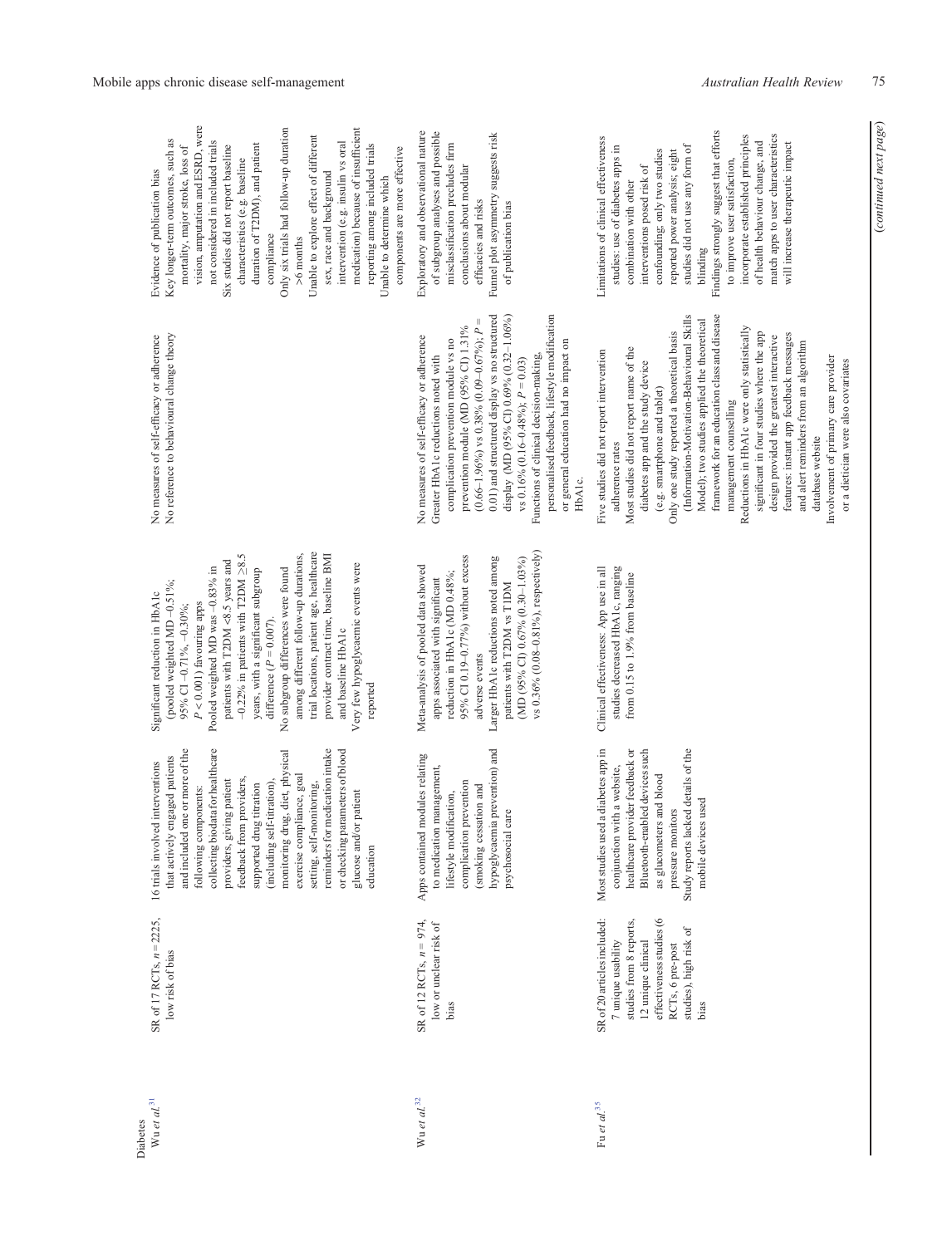| | | | | | |
|---|---|---|---|---|---|
| **Diabetes** | | | | | |
| Wu *et al.*[31] | SR of 17 RCTs, $n = 2225$, low risk of bias | 16 trials involved interventions that actively engaged patients and included one or more of the following components: collecting biodata for healthcare providers, giving patient feedback from providers, supported drug titration (including self-titration), monitoring drug, diet, physical exercise compliance, goal setting, self-monitoring, reminders for medication intake or checking parameters of blood glucose and/or patient education | Significant reduction in HbA1c (pooled weighted MD –0.51%; 95% CI –0.71%, –0.30%; $P < 0.001$) favouring apps<br>Pooled weighted MD was –0.83% in patients with T2DM <8.5 years and –0.22% in patients with T2DM ≥8.5 years, with a significant subgroup difference ($P = 0.007$).<br>No subgroup differences were found among different follow-up durations, trial locations, patient age, healthcare provider contract time, baseline BMI and baseline HbA1c<br>Very few hypoglycaemic events were reported | No measures of self-efficacy or adherence<br>No reference to behavioural change theory | Evidence of publication bias<br>Key longer-term outcomes, such as mortality, major stroke, loss of vision, amputation and ESRD, were not considered in included trials<br>Six studies did not report baseline characteristics (e.g. baseline duration of T2DM), and patient compliance<br>Only six trials had follow-up duration >6 months<br>Unable to explore effect of different sex, race and background intervention (e.g. insulin vs oral medication) because of insufficient reporting among included trials<br>Unable to determine which components are more effective |
| Wu *et al.*[32] | SR of 12 RCTs, $n = 974$, low or unclear risk of bias | Apps contained modules relating to medication management, lifestyle modification, complication prevention (smoking cessation and hypoglycaemia prevention) and psychosocial care | Meta-analysis of pooled data showed apps associated with significant reduction in HbA1c (MD 0.48%; 95% CI 0.19–0.77%) without excess adverse events<br>Larger HbA1c reductions noted among patients with T2DM vs T1DM (MD (95% CI) 0.67% (0.30–1.03%) vs 0.36% (0.08–0.81%), respectively) | No measures of self-efficacy or adherence<br>Greater HbA1c reductions noted with complication prevention module vs no prevention module (MD (95% CI) 1.31% (0.66–1.96%) vs 0.38% (0.09–0.67%); $P = 0.01$) and structured display vs no structured display (MD (95% CI) 0.69% (0.32–1.06%) vs 0.16% (0.16–0.48%); $P = 0.03$)<br>Functions of clinical decision-making, personalised feedback, lifestyle modification or general education had no impact on HbA1c. | Exploratory and observational nature of subgroup analyses and possible misclassification precludes firm conclusions about modular efficacies and risks<br>Funnel plot asymmetry suggests risk of publication bias |
| Fu *et al.*[35] | SR of 20 articles included: 7 unique usability studies from 8 reports, 12 unique clinical effectiveness studies (6 RCTs, 6 pre-post studies), high risk of bias | Most studies used a diabetes app in conjunction with a website, healthcare provider feedback or Bluetooth-enabled devices such as glucometers and blood pressure monitors<br>Study reports lacked details of the mobile devices used | Clinical effectiveness: App use in all studies decreased HbA1c, ranging from 0.15 to 1.9% from baseline | Five studies did not report intervention adherence rates<br>Most studies did not report name of the diabetes app and the study device (e.g. smartphone and tablet)<br>Only one study reported a theoretical basis (Information-Motivation-Behavioural Skills Model); two studies applied the theoretical framework for an education class and disease management counselling<br>Reductions in HbA1c were only statistically significant in four studies where the app design provided the greatest interactive features: instant app feedback messages and alert reminders from an algorithm database website<br>Involvement of primary care provider or a dietician were also covariates | Limitations of clinical effectiveness studies: use of diabetes apps in combination with other interventions posed risk of confounding; only two studies reported power analysis; eight studies did not use any form of blinding<br>Findings strongly suggest that efforts to improve user satisfaction, incorporate established principles of health behaviour change, and match apps to user characteristics will increase therapeutic impact |

*(continued next page)*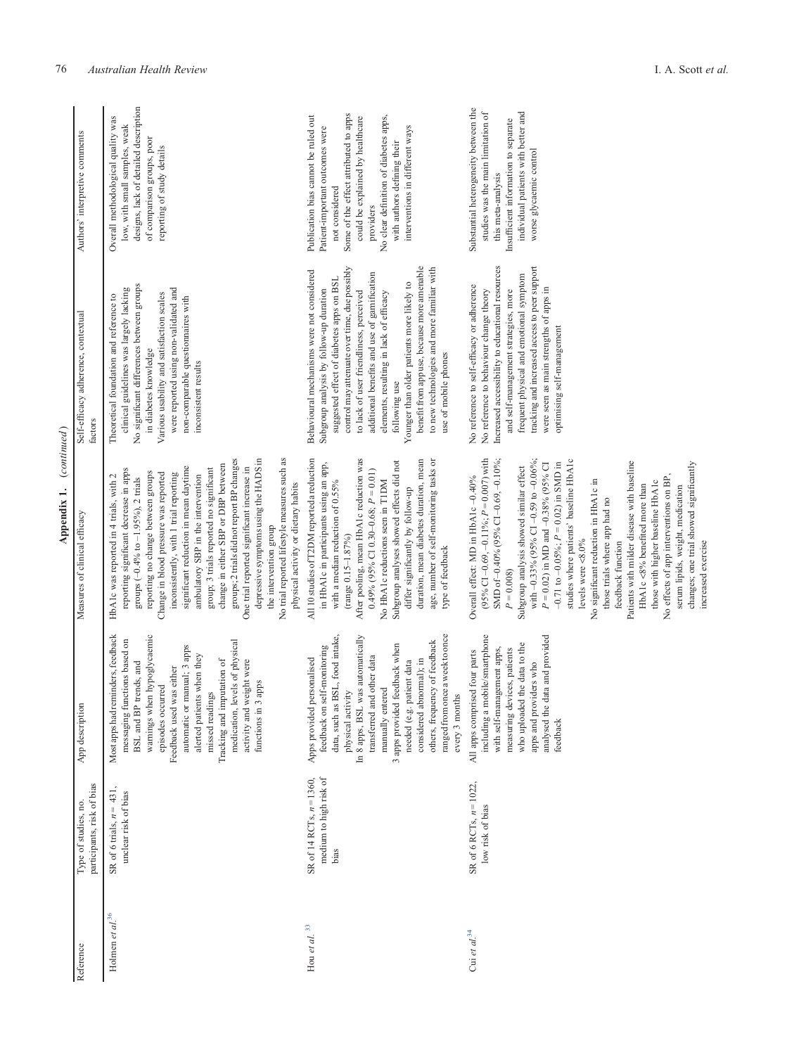**Appendix 1.** *(continued)*

| Reference | Type of studies, no. participants, risk of bias | App description | Measures of clinical efficacy | Self-efficacy adherence, contextual factors | Authors' interpretive comments |
|---|---|---|---|---|---|
| Holmen *et al.*[36] | SR of 6 trials, $n = 431$, unclear risk of bias | Most apps had reminders, feedback messaging functions based on BSL and BP trends, and warnings when hypoglycaemic episodes occurred<br>Feedback used was either automatic or manual; 3 apps alerted patients when they missed readings<br>Tracking and imputation of medication, levels of physical activity and weight were functions in 3 apps | HbA1c was reported in 4 trials, with 2 reporting significant decrease in apps groups (–0.4% to –1.95%), 2 trials reporting no change between groups<br>Change in blood pressure was reported inconsistently, with 1 trial reporting significant reduction in mean daytime ambulatory SBP in the intervention group; 3 trials reported no significant change in either SBP or DBP between groups; 2 trials did not report BP changes<br>One trial reported significant increase in depressive symptoms using the HADS in the intervention group<br>No trial reported lifestyle measures such as physical activity or dietary habits | Theoretical foundation and reference to clinical guidelines was largely lacking<br>No significant differences between groups in diabetes knowledge<br>Various usability and satisfaction scales were reported using non-validated and non-comparable questionnaires with inconsistent results | Overall methodological quality was low, with small samples, weak designs, lack of detailed description of comparison groups, poor reporting of study details |
| Hou *et al.*[33] | SR of 14 RCTs, $n = 1360$, medium to high risk of bias | Apps provided personalised feedback on self-monitoring data, such as BSL, food intake, physical activity<br>In 8 apps, BSL was automatically transferred and other data manually entered<br>3 apps provided feedback when needed (e.g. patient data considered abnormal); in others, frequency of feedback ranged from once a week to once every 3 months | All 10 studies of T2DM reported a reduction in HbA1c in participants using an app, with a median reduction of 0.55% (range 0.15–1.87%)<br>After pooling, mean HbA1c reduction was 0.49% (95% CI 0.30–0.68; $P = 0.01$)<br>No HbA1c reductions seen in T1DM<br>Subgroup analyses showed effects did not differ significantly by follow-up duration, mean diabetes duration, mean age, number of self-monitoring tasks or type of feedback | Behavioural mechanisms were not considered<br>Subgroup analysis by follow-up duration suggested effect of diabetes apps on BSL control may attenuate over time, due possibly to lack of user friendliness, perceived additional benefits and use of gamification elements, resulting in lack of efficacy following use<br>Younger than older patients more likely to benefit from appuse, because more amenable to new technologies and more familiar with use of mobile phones | Publication bias cannot be ruled out<br>Patient-important outcomes were not considered<br>Some of the effect attributed to apps could be explained by healthcare providers<br>No clear definition of diabetes apps, with authors defining their interventions in different ways |
| Cui *et al.*[34] | SR of 6 RCTs, $n = 1022$, low risk of bias | All apps comprised four parts including a mobile/smartphone with self-management apps, measuring devices, patients who uploaded the data to the apps and providers who analysed the data and provided feedback | Overall effect: MD in HbA1c –0.40% (95% CI –0.69, –0.11%; $P = 0.007$) with SMD of –0.40% (95% CI –0.69, –0.10%; $P = 0.008$)<br>Subgroup analysis showed similar effect with –0.33% (95% CI –0.59 to –0.06%; $P = 0.02$) in MD and –0.38% (95% CI –0.71 to –0.05%; $P = 0.02$) in SMD in studies where patients' baseline HbA1c levels were <8.0%<br>No significant reduction in HbA1c in those trials where app had no feedback function<br>Patients with milder disease with baseline HbA1c <8% benefited more than those with higher baseline HbA1c<br>No effects of app interventions on BP, serum lipids, weight, medication changes; one trial showed significantly increased exercise | No reference to self-efficacy or adherence<br>No reference to behaviour change theory<br>Increased accessibility to educational resources and self-management strategies, more frequent physical and emotional symptom tracking and increased access to peer support were seen as main strengths of apps in optimising self-management | Substantial heterogeneity between the studies was the main limitation of this meta-analysis<br>Insufficient information to separate individual patients with better and worse glycaemic control |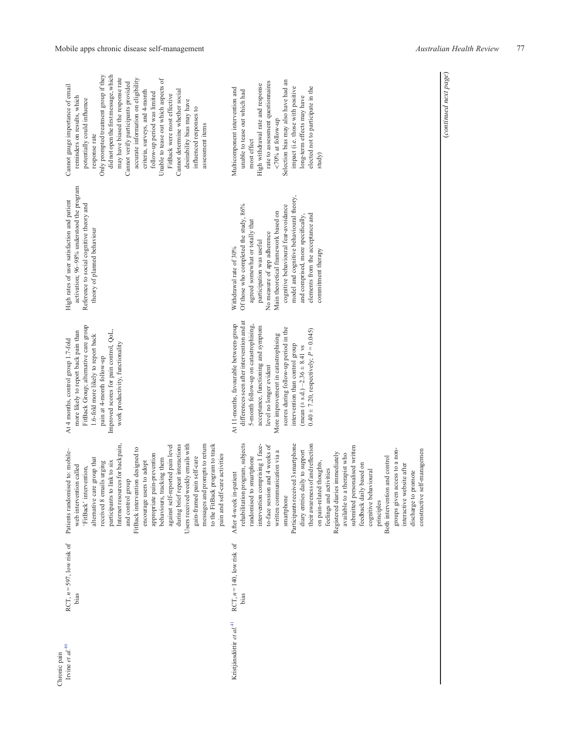| | | | | | |
|---|---|---|---|---|---|
| Chronic pain | | | | | |
| Irvine *et al.*[40] | RCT, *n* = 597, low risk of bias | Patients randomised to: mobile–web intervention called 'FitBack' intervention, alternative care group that received 8 emails urging participants to link to six Internet resources for back pain, and control group<br>FitBack intervention designed to encourage users to adopt appropriate pain-prevention behaviours, tracking them against self-reported pain level during brief repeat interactions<br>Users received weekly emails with gain-framed pain self-care messages and prompts to return to the FitBack program to track pain and self-care activities | At 4 months, control group 1.7-fold more likely to report back pain than FitBack Group; alternative care group 1.6-fold more likely to report back pain at 4-month follow-up<br>Improved scores for pain control, QoL, work productivity, functionality | High rates of user satisfaction and patient activation; 96–98% understood the program<br>Reference to social cognitive theory and theory of planned behaviour | Cannot gauge importance of email reminders on results, which potentially could influence response rate<br>Only prompted treatment group if they did not open the first message, which may have biased the response rate<br>Cannot verify participants provided accurate information on eligibility criteria, surveys, and 4-month follow-up period was limited<br>Unable to tease out which aspects of FitBack were most effective<br>Cannot determine whether social desirability bias may have influenced responses to assessment items |
| Kristjánsdóttir *et al.*[41] | RCT, *n* = 140, low risk of bias | After 4-week in-patient rehabilitation program, subjects randomised to smartphone intervention comprising 1 face-to-face session and 4 weeks of written communication via a smartphone<br>Participants received 3 smartphone diary entries daily to support their awareness of and reflection on pain-related thoughts, feelings and activities<br>Registered diaries immediately available to a therapist who submitted personalised written feedback daily based on cognitive behavioural principles<br>Both intervention and control groups given access to a non-interactive website after discharge to promote constructive self-managemen | At 11-months, favourable between-group differences seen after intervention and at 5-month follow-up on catastrophising, acceptance, functioning and symptom level no longer evident<br>More improvement in catastrophising scores during follow-up period in the intervention than control group (mean (± s.d.) $-2.36 \pm 8.41$ vs $0.40 \pm 7.20$, respectively; $P = 0.045$) | Withdrawal rate of 30%<br>Of those who completed the study, 86% agreed somewhat or totally that participation was useful<br>No measure of app adherence<br>Main theoretical framework based on cognitive behavioural fear-avoidance model and cognitive behavioural theory, and comprised, more specifically, elements from the acceptance and commitment therapy | Multicomponent intervention and unable to tease out which had most effect<br>High withdrawal rate and response rate to assessment questionnaires <70% at follow-up<br>Selection bias may also have had an impact (i.e. those with positive long-term effects may have elected not to participate in the study) |

(*continued next page*)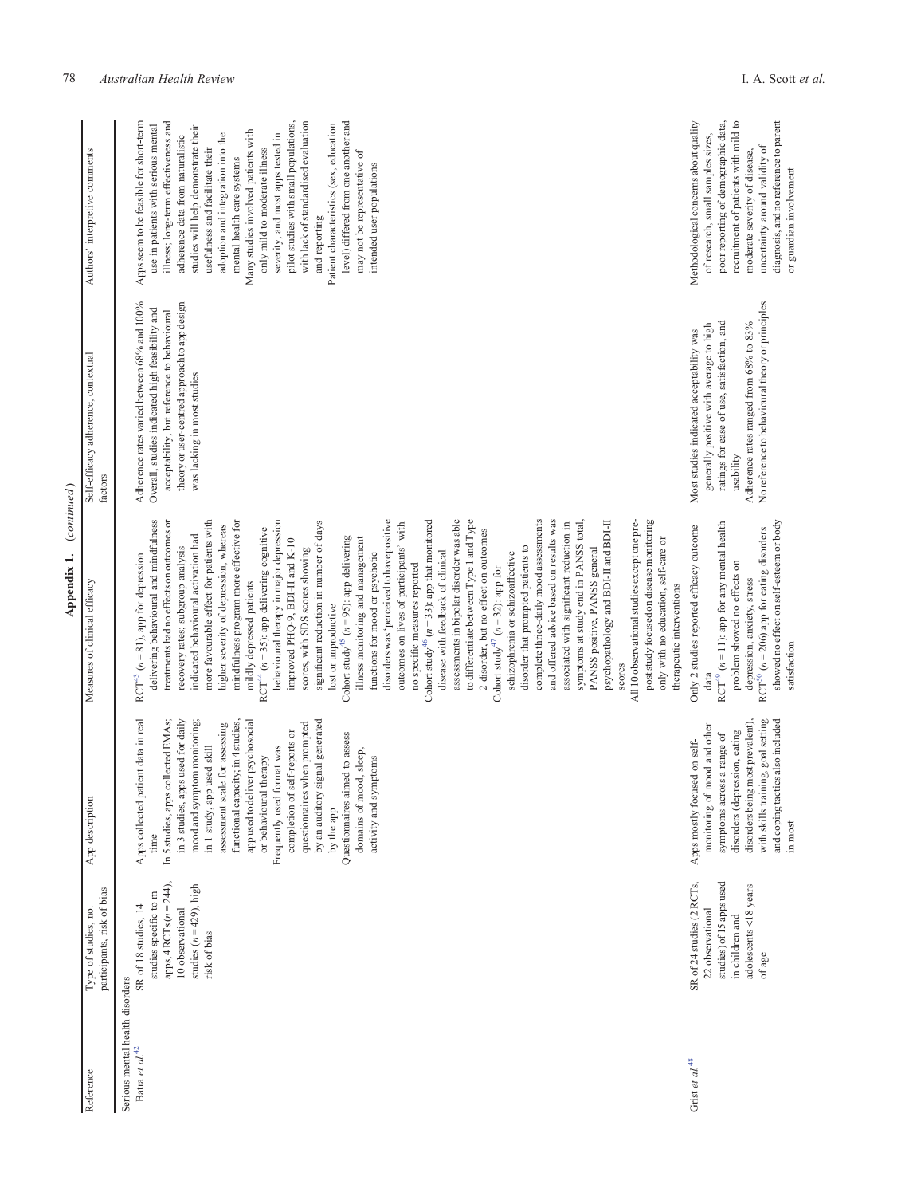**Appendix 1. (continued)**

| Reference | Type of studies, no. participants, risk of bias | App description | Measures of clinical efficacy | Self-efficacy adherence, contextual factors | Authors' interpretive comments |
|---|---|---|---|---|---|
| Serious mental health disorders | | | | | |
| Batra et al.[42] | SR of 18 studies, 14 studies specific to m apps, 4 RCTs ($n$ = 244), 10 observational studies ($n$ = 429), high risk of bias | Apps collected patient data in real time<br>In 5 studies, apps collected EMAs; in 3 studies, apps used for daily mood and symptom monitoring; in 1 study, app used skill assessment scale for assessing functional capacity; in 4 studies, app used to deliver psychosocial or behavioural therapy<br>Frequently used format was completion of self-reports or questionnaires when prompted by an auditory signal generated by the app<br>Questionnaires aimed to assess domains of mood, sleep, activity and symptoms | RCT[43] ($n$ = 81), app for depression delivering behavioural and mindfulness treatments had no effects on outcomes or recovery rates; subgroup analysis indicated behavioural activation had more favourable effect for patients with higher severity of depression, whereas mindfulness program more effective for mildly depressed patients<br>RCT[44] ($n$ = 35): app delivering cognitive behavioural therapy in major depression improved PHQ-9, BDI-II and K-10 scores, with SDS scores showing significant reduction in number of days lost or unproductive<br>Cohort study[45] ($n$ = 95): app delivering illness monitoring and management functions for mood or psychotic disorders was 'perceived to have positive outcomes on lives of participants' with no specific measures reported<br>Cohort study[46] ($n$ = 33): app that monitored disease with feedback of clinical assessments in bipolar disorder was able to differentiate between Type 1 and Type 2 disorder, but no effect on outcomes<br>Cohort study[47] ($n$ = 32): app for schizophrenia or schizoaffective disorder that prompted patients to complete thrice-daily mood assessments and offered advice based on results was associated with significant reduction in symptoms at study end in PANSS total, PANSS positive, PANSS general psychopathology and BDI-II and BDI-II scores<br>All 10 observational studies except one pre-post study focused on disease monitoring only with no education, self-care or therapeutic interventions | Adherence rates varied between 68% and 100%<br>Overall, studies indicated high feasibility and acceptability, but reference to behavioural theory or user-centred approach to app design was lacking in most studies | Apps seem to be feasible for short-term use in patients with serious mental illness; long-term effectiveness and adherence data from naturalistic studies will help demonstrate their usefulness and facilitate their adoption and integration into the mental health care systems<br>Many studies involved patients with only mild to moderate illness severity, and most apps tested in pilot studies with small populations, with lack of standardised evaluation and reporting<br>Patient characteristics (sex, education level) differed from one another and may not be representative of intended user populations |
| Grist et al.[48] | SR of 24 studies (2 RCTs, 22 observational studies) of 15 apps used in children and adolescents <18 years of age | Apps mostly focused on self-monitoring of mood and other symptoms across a range of disorders (depression, eating disorders being most prevalent), with skills training, goal setting and coping tactics also included in most | Only 2 studies reported efficacy outcome data<br>RCT[49] ($n$ = 11): app for any mental health problem showed no effects on depression, anxiety, stress<br>RCT[50] ($n$ = 206):app for eating disorders showed no effect on self-esteem or body satisfaction | Most studies indicated acceptability was generally positive with average to high ratings for ease of use, satisfaction, and usability<br>Adherence rates ranged from 68% to 83%<br>No reference to behavioural theory or principles | Methodological concerns about quality of research, small samples sizes, poor reporting of demographic data, recruitment of patients with mild to moderate severity of disease, uncertainty around validity of diagnosis, and no reference to parent or guardian involvement |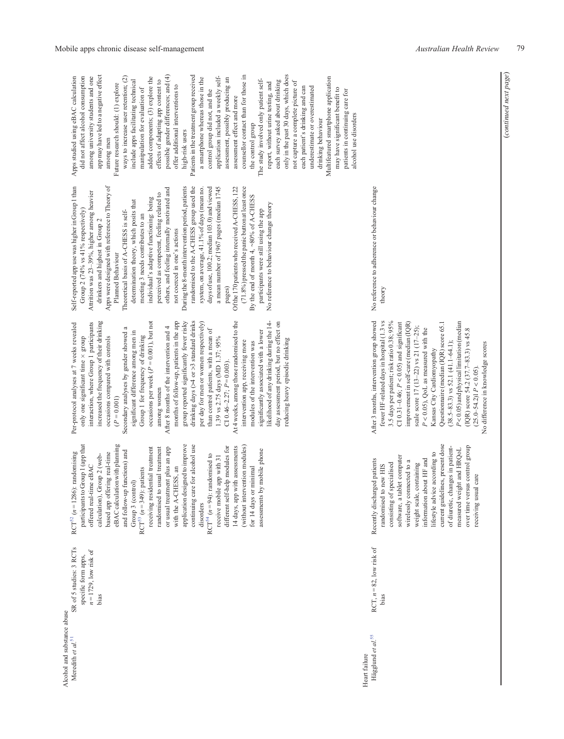| | | | | | |
|---|---|---|---|---|---|
| **Alcohol and substance abuse** | | | | | |
| Meredith *et al.*[51] | SR of 5 studies: 3 RCTs specific form apps, $n = 1729$, low risk of bias | RCT[52] ($n = 1286$): randomising participants to Group 1 (app that offered real-time eBAC calculation), Group 2 (web-based app offering real-time eBAC calculation with planning and follow-up functions) and Group 3 (control)<br>RCT[53] ($n = 349$): patients receiving residential treatment randomised to usual treatment or usual treatment plus an app with the A-CHESS, an application designed to improve continuing care for alcohol use disorders<br>RCT[54] ($n = 94$): randomised to receive mobile app with 31 different self-help modules for 14 days, app with assessments (without intervention modules) for 14 days or minimal assessments by mobile phone | Per-protocol analyses at 7 weeks revealed only one significant time × group interaction, where Group 1 participants increased the frequency of their drinking occasions compared with controls ($P = 0.001$)<br>Secondary analyses by gender showed a significant difference among men in Group 1 for frequency of drinking occasions per week ($P = 0.001$), but not among women<br>After 8 months of the intervention and 4 months of follow-up, patients in the app group reported significantly fewer risky drinking days (>4 or >3 standard drinks per day for men or women respectively) than control patients, with a mean of 1.39 vs 2.75 days (MD 1.37; 95% CI 0.46–2.27; $P = 0.003$).<br>At 4 weeks, among those randomised to the intervention app, receiving more modules of the intervention was significantly associated with a lower likelihood of any drinking during the 14-day assessment period, but no effect on reducing heavy episodic drinking | Self-reported app use was higher in Group 1 than Group 2 (74% vs 41% respectively)<br>Attrition was 23–39%, higher among heavier drinkers and highest in Group 2<br>Apps were designed with reference to Theory of Planned Behaviour<br>Theoretical basis of A-CHESS is self-determination theory, which posits that meeting 3 needs contributes to an individual's adaptive functioning: being perceived as competent, feeling related to others, and feeling internally motivated and not coerced in one's actions<br>During the 8-month intervention period, patients randomised to the A-CHESS group used the system, on average, 41.1% of days (mean no. days of use, 100.2; median 103.0) and viewed a mean number of 1967 pages (median 1745 pages)<br>Of the 170 patients who received A-CHESS, 122 (71.8%) pressed the panic button at least once<br>By the end of month 4, ~80% of A-CHESS participants were still using the app<br>No reference to behaviour change theory | Apps studied using eBAC calculation did not affect alcohol consumption among university students and one app may have led to a negative effect among men<br>Future research should: (1) explore ways to increase user retention; (2) include apps facilitating technical manipulation for evaluation of added components; (3) explore the effects of adapting app content to possible gender differences; and (4) offer additional interventions to high-risk users<br>Patients in the treatment group received a smartphone whereas those in the control group did not, and the application included a weekly self-assessment, possibly producing an assessment effect and more counsellor contact than for those in the control group<br>The study involved only patient self-report, without urine testing, and each survey asked about drinking only in the past 30 days, which does not capture a complete picture of each patient's drinking and can underestimate or overestimated drinking behaviour<br>Multifeatured smartphone application may have significant benefit to patients in continuing care for alcohol use disorders |
| **Heart failure** | | | | | |
| Hägglund *et al.*[55] | RCT, $n = 82$, low risk of bias | Recently discharged patients randomised to new HIS consisting of specialised software, a tablet computer wirelessly connected to a weight scale, containing information about HF and lifestyle advice according to current guidelines, present dose of diuretic, changes in patient-measured weight and HRQoL over time versus control group receiving usual care | After 3 months, intervention group showed fewer HF-related days in hospital (1.3 vs 3.5 days per patient; risk ratio 0.38; 95% CI 0.31–0.46; $P < 0.05$) and significant improvement in self-care (median (IQR) scale score 17 (13–22) vs 21 (17–25); $P < 0.05$). QoL as measured with the Kansas City Cardiomyopathy Questionnaire (median (IQR) score 65.1 (38.5–83.3) vs 52.1 (41.1–64.1); $P < 0.05$) and physical limitation (median (IQR) score 54.2 (37.7–83.3) vs 45.8 (25.0–54.2)] $P < 0.05$).<br>No difference in knowledge scores | No reference to adherence or behaviour change theory | |

(*continued next page*)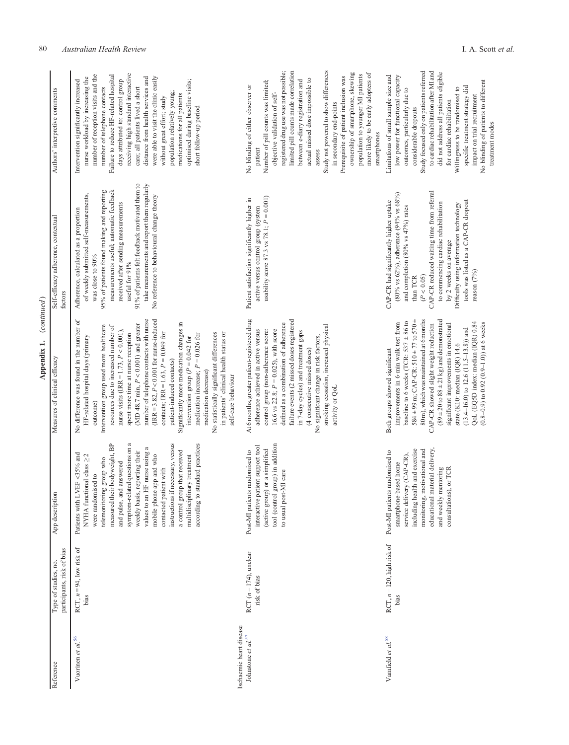**Appendix 1.** (*continued*)

| Reference | Type of studies, no. participants, risk of bias | App description | Measures of clinical efficacy | Self-efficacy adherence, contextual factors | Authors' interpretive comments |
|---|---|---|---|---|---|
| Vuorinen *et al.*[56] | RCT, $n = 94$, low risk of bias | Patients with LVEF <35% and NYHA functional class ≥2 were randomised to telemonitoring group who measured their bodyweight, BP and pulse, and answered symptom-related questions on a weekly basis, reporting their values to an HF nurse using a mobile phone app and who contacted patient with instructions if necessary, versus a control group that received multidisciplinary treatment according to standard practices | No difference was found in the number of HF-related hospital days (primary outcome)<br>Intervention group used more healthcare resources due to increased number of nurse visits (IRR = 1.73, $P < 0.001$), spent more time at nurse reception (MD 48.7 min, $P < 0.001$) and greater number of telephone contacts with nurse (IRR = 3.82, $P < 0.001$ for nurse-induced contacts; IRR = 1.63, $P = 0.049$ for patient-induced contacts)<br>Significantly more medication changes in intervention group ($P = 0.042$ for medication increase; $P = 0.026$ for medication decrease)<br>No statistically significant differences in patients' clinical health status or self-care behaviour | Adherence, calculated as a proportion of weekly submitted self-measurements, was close to 90%<br>95% of patients found making and reporting measurements useful; automatic feedback received after sending measurements useful for 91%<br>91% of patients felt feedback motivated them to take measurements and report them regularly<br>No reference to behavioural change theory | Intervention significantly increased nurse workload by increasing the number of reception visits and the number of telephone contacts<br>Failure to reduce HF-related hospital days attributed to: control group receiving high standard interactive care; all patients lived a short distance from health services and were able to visit the clinic easily without great effort; study population relatively young; medications for all patients optimised during baseline visits; short follow-up period |
| *Ischaemic heart disease* | | | | | |
| Johnstone *et al.*[57] | RCT ($n = 174$), unclear risk of bias | Post-MI patients randomised to interactive patient support tool (active group) or a simplified tool (control group) in addition to usual post-MI care | At 6 months, greater patient-registered drug adherence achieved in active versus control group (non-adherence score: 16.6 vs 22.8; $P = 0.025$), with score defined as a combination of adherence failure events (2 missed doses registered in 7-day cycles) and treatment gaps (4 consecutive missed doses)<br>No significant change in risk factors, smoking cessation, increased physical activity or QoL | Patient satisfaction significantly higher in active versus control group (system usability score 87.3 vs 78.1; $P = 0.001$) | No blinding of either observer or patient<br>Number of pill counts was limited; objective validation of self-registered drug use was not possible; limited pill counts made correlation between e-diary registration and actual missed dose impossible to assess<br>Study not powered to show differences in secondary end-points<br>Prerequisite of patient inclusion was ownership of smartphone, skewing population to younger MI patients more likely to be early adopters of smartphones |
| Varnfield *et al.*[58] | RCT, $n = 120$, high risk of bias | Post-MI patients randomised to smartphone-based home service delivery (CAP-CR), including health and exercise monitoring, motivational and educational material delivery, and weekly mentoring consultations), or TCR | Both groups showed significant improvements in 6-min walk test from baseline to 6 weeks (TCR: 537 ± 86 to 584 ± 99 m; CAP-CR: 510 ± 77 to 570 ± 80 m), which was maintained at 6 months<br>CAP-CR showed slight weight reduction (89 ± 20 to 88 ± 21 kg) and demonstrated significant improvements in emotional state (K10: median (IQR) 14.6 (13.4–16.0) to 12.6 (11.5–13.8)) and QoL (EQ5D index: median (IQR) 0.84 (0.8–0.9) to 0.92 (0.9–1.0)) at 6 weeks | CAP-CR had significantly higher uptake (80% vs 62%), adherence (94% vs 68%) and completion (80% vs 47%) rates than TCR ($P < 0.05$)<br>CAP-CR reduced waiting time from referral to commencing cardiac rehabilitation by 2 weeks on average<br>Difficulty using information technology tools was listed as a CAP-CR dropout reason (7%) | Limitations of small sample size and low power for functional capacity outcomes, particularly due to considerable dropouts<br>Study focused only on patients referred to cardiac rehabilitation after MI and did not address all patients eligible for cardiac rehabilitation<br>Willingness to be randomised to specific treatment strategy did impact on trial recruitment<br>No blinding of patients to different treatment modes |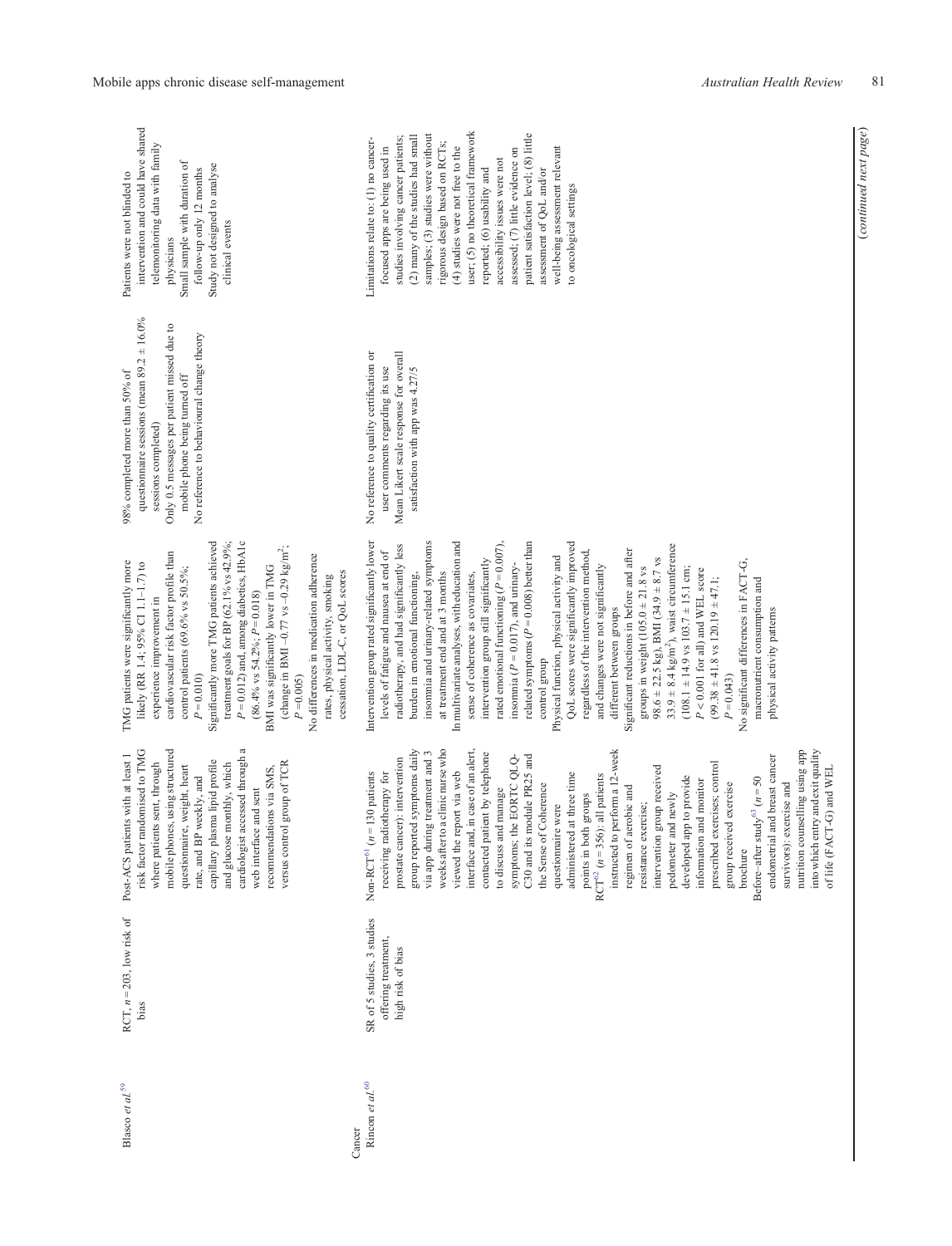| | | | | | |
|---|---|---|---|---|---|
| Blasco *et al.*[59] | RCT, $n = 203$, low risk of bias | Post-ACS patients with at least 1 risk factor randomised to TMG where patients sent, through mobile phones, using structured questionnaire, weight, heart rate, and BP weekly, and capillary plasma lipid profile and glucose monthly, which cardiologist accessed through a web interface and sent recommendations via SMS, versus control group of TCR | TMG patients were significantly more likely (RR 1.4; 95% CI 1.1–1.7) to experience improvement in cardiovascular risk factor profile than control patients (69.6% vs 50.5%; $P = 0.010$)<br>Significantly more TMG patients achieved treatment goals for BP (62.1% vs 42.9%; $P = 0.012$) and, among diabetics, HbA1c (86.4% vs 54.2%; $P = 0.018$)<br>BMI was significantly lower in TMG (change in BMI –0.77 vs –0.29 kg/m$^2$; $P = 0.005$)<br>No differences in medication adherence rates, physical activity, smoking cessation, LDL-C, or QoL scores | 98% completed more than 50% of questionnaire sessions (mean 89.2 ± 16.0% sessions completed)<br>Only 0.5 messages per patient missed due to mobile phone being turned off<br>No reference to behavioural change theory | Patients were not blinded to intervention and could have shared telemonitoring data with family physicians<br>Small sample with duration of follow-up only 12 months<br>Study not designed to analyse clinical events |
| **Cancer** | | | | | |
| Rincon *et al.*[60] | SR of 5 studies, 3 studies offering treatment, high risk of bias | Non-RCT[61] ($n = 130$ patients receiving radiotherapy for prostate cancer): intervention group reported symptoms daily via app during treatment and 3 weeks after to a clinic nurse who viewed the report via web interface and, in case of an alert, contacted patient by telephone to discuss and manage symptoms; the EORTC QLQ-C30 and its module PR25 and the Sense of Coherence questionnaire were administered at three time points in both groups<br>RCT[62] ($n = 356$): all patients instructed to perform a 12-week regimen of aerobic and resistance exercise; intervention group received pedometer and newly developed app to provide information and monitor prescribed exercises; control group received exercise brochure<br>Before–after study[63] ($n = 50$ endometrial and breast cancer survivors): exercise and nutrition counselling using app into which entry and exit quality of life (FACT-G) and WEL | Intervention group rated significantly lower levels of fatigue and nausea at end of radiotherapy, and had significantly less burden in emotional functioning, insomnia and urinary-related symptoms at treatment end and at 3 months<br>In multivariate analyses, with education and sense of coherence as covariates, intervention group still significantly rated emotional functioning ($P = 0.007$), insomnia ($P = 0.017$), and urinary-related symptoms ($P = 0.008$) better than control group<br>Physical function, physical activity and QoL scores were significantly improved regardless of the intervention method, and changes were not significantly different between groups<br>Significant reductions in before and after groups in weight (105.0 ± 21.8 vs 98.6 ± 22.5 kg), BMI (34.9 ± 8.7 vs 33.9 ± 8.4 kg/m$^2$), waist circumference (108.1 ± 14.9 vs 103.7 ± 15.1 cm; $P < 0.001$ for all) and WEL score (99.38 ± 41.8 vs 120.19 ± 47.1; $P = 0.043$)<br>No significant differences in FACT-G, macronutrient consumption and physical activity patterns | No reference to quality certification or user comments regarding its use<br>Mean Likert scale response for overall satisfaction with app was 4.27/5 | Limitations relate to: (1) no cancer-focused apps are being used in studies involving cancer patients; (2) many of the studies had small samples; (3) studies were without rigorous design based on RCTs; (4) studies were not free to the user; (5) no theoretical framework reported; (6) usability and accessibility issues were not assessed; (7) little evidence on patient satisfaction level; (8) little assessment of QoL and/or well-being assessment relevant to oncological settings |

(*continued next page*)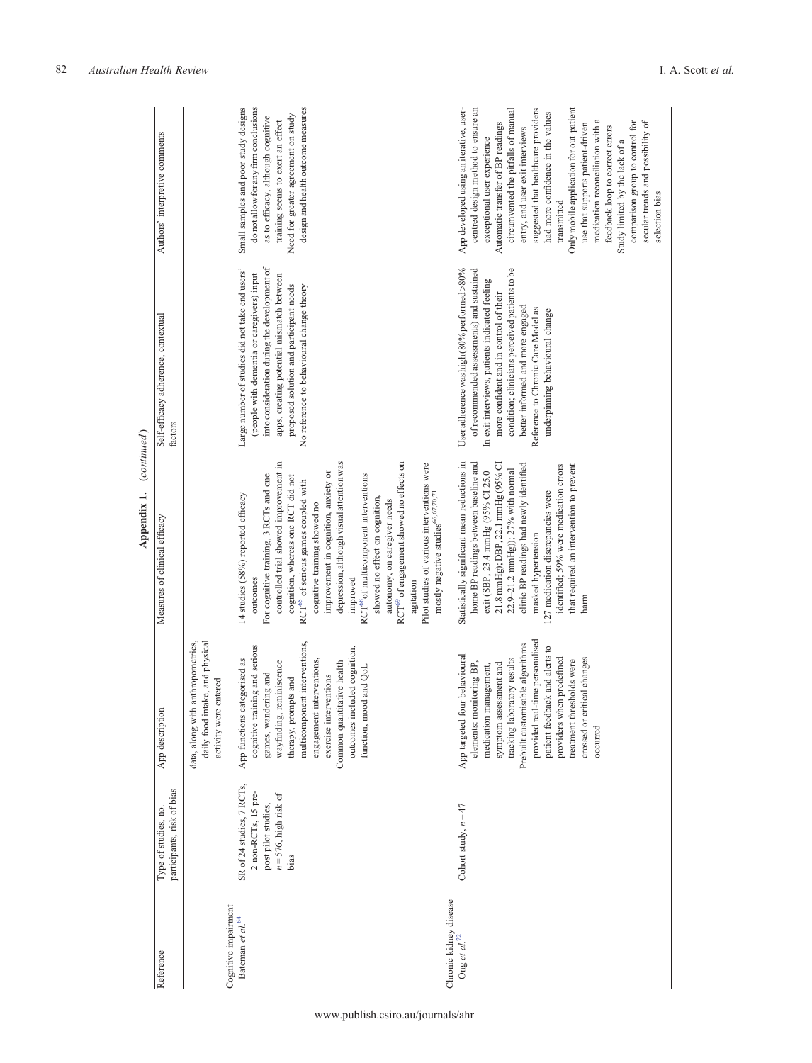**Appendix 1.** (*continued*)

| Reference | Type of studies, no. participants, risk of bias | App description | Measures of clinical efficacy | Self-efficacy adherence, contextual factors | Authors' interpretive comments |
|---|---|---|---|---|---|
| | | data, along with anthropometrics, daily food intake, and physical activity were entered | | | |
| Cognitive impairment | | | | | |
| Bateman *et al.*[64] | SR of 24 studies, 7 RCTs, 2 non-RCTs, 15 pre-post pilot studies, $n = 576$, high risk of bias | App functions categorised as cognitive training and serious games, wandering and wayfinding, reminiscence therapy, prompts and multicomponent interventions, engagement interventions, exercise interventions<br>Common quantitative health outcomes included cognition, function, mood and QoL | 14 studies (58%) reported efficacy outcomes<br>For cognitive training, 3 RCTs and one controlled trial showed improvement in cognition, whereas one RCT did not<br>RCT[65] of serious games coupled with cognitive training showed no improvement in cognition, anxiety or depression, although visual attention was improved<br>RCT[68] of multicomponent interventions showed no effect on cognition, autonomy, on caregiver needs<br>RCT[69] of engagement showed no effects on agitation<br>Pilot studies of various interventions were mostly negative studies[66,67,70,71] | Large number of studies did not take end users' (people with dementia or caregivers) input into consideration during the development of apps, creating potential mismatch between proposed solution and participant needs<br>No reference to behavioural change theory | Small samples and poor study designs do not allow for any firm conclusions as to efficacy, although cognitive training seems to exert an effect<br>Need for greater agreement on study design and health outcome measures |
| Chronic kidney disease | | | | | |
| Ong *et al.*[72] | Cohort study, $n = 47$ | App targeted four behavioural elements: monitoring BP, medication management, symptom assessment and tracking laboratory results<br>Prebuilt customisable algorithms provided real-time personalised patient feedback and alerts to providers when predefined treatment thresholds were crossed or critical changes occurred | Statistically significant mean reductions in home BP readings between baseline and exit (SBP, 23.4 mmHg (95% CI 25.0–21.8 mmHg); DBP, 22.1 mmHg (95% CI 22.9–21.2 mmHg)); 27% with normal clinic BP readings had newly identified masked hypertension<br>127 medication discrepancies were identified; 59% were medication errors that required an intervention to prevent harm | User adherence was high (80% performed >80% of recommended assessments) and sustained<br>In exit interviews, patients indicated feeling more confident and in control of their condition; clinicians perceived patients to be better informed and more engaged<br>Reference to Chronic Care Model as underpinning behavioural change | App developed using an iterative, user-centred design method to ensure an exceptional user experience<br>Automatic transfer of BP readings circumvented the pitfalls of manual entry, and user exit interviews suggested that healthcare providers had more confidence in the values transmitted<br>Only mobile application for out-patient use that supports patient-driven medication reconciliation with a feedback loop to correct errors<br>Study limited by the lack of a comparison group to control for secular trends and possibility of selection bias |